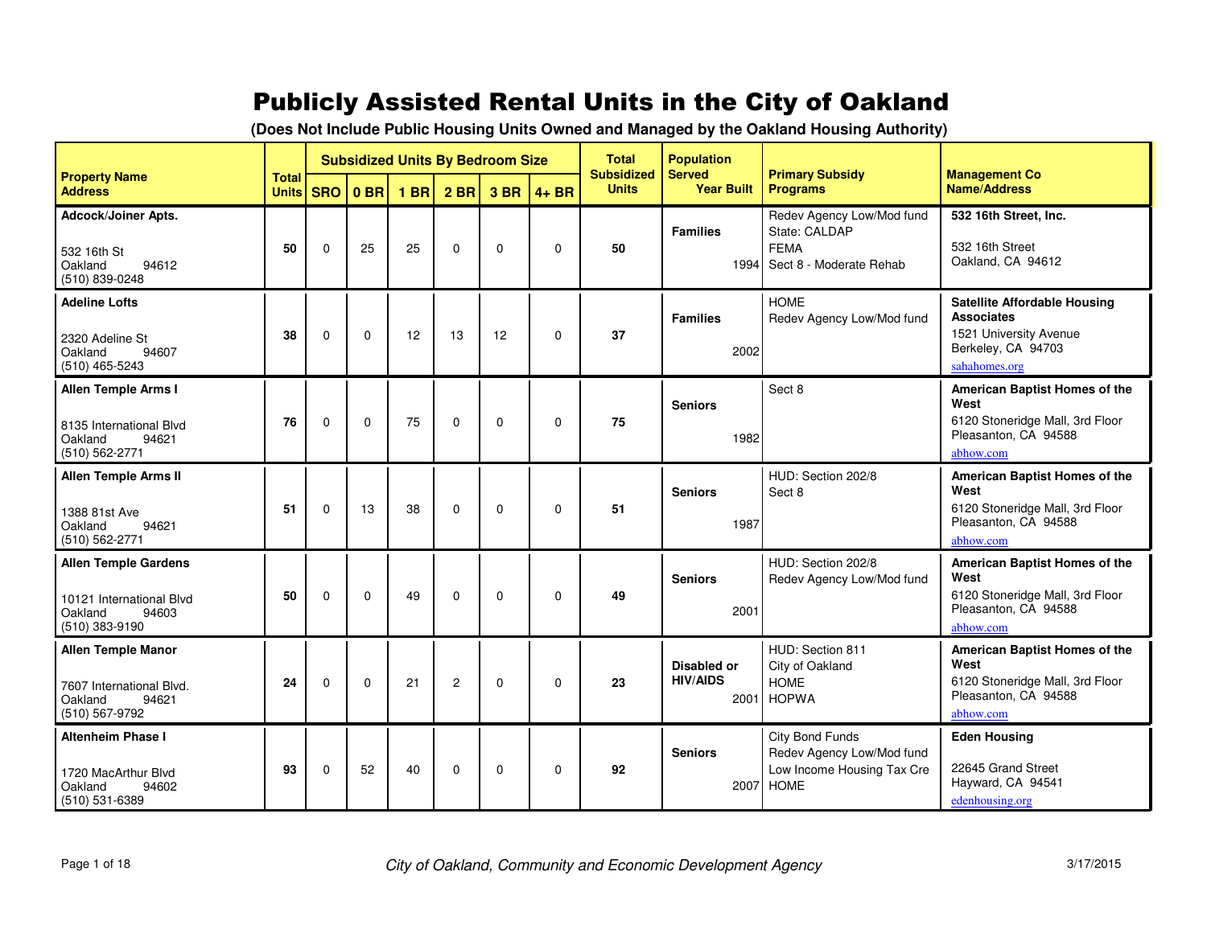# Publicly Assisted Rental Units in the City of Oakland

**(Does Not Include Public Housing Units Owned and Managed by the Oakland Housing Authority)**

| Property Name Address | Total Units | Subsidized Units By Bedroom Size | | | | | | Total Subsidized Units | Population Served / Year Built | Primary Subsidy Programs | Management Co Name/Address |
|---|---|---|---|---|---|---|---|---|---|---|---|
| | | SRO | 0 BR | 1 BR | 2 BR | 3 BR | 4+ BR | | | | |
| **Adcock/Joiner Apts.** 532 16th St Oakland 94612 (510) 839-0248 | 50 | 0 | 25 | 25 | 0 | 0 | 0 | 50 | **Families** 1994 | Redev Agency Low/Mod fund State: CALDAP FEMA Sect 8 - Moderate Rehab | **532 16th Street, Inc.** 532 16th Street Oakland, CA 94612 |
| **Adeline Lofts** 2320 Adeline St Oakland 94607 (510) 465-5243 | 38 | 0 | 0 | 12 | 13 | 12 | 0 | 37 | **Families** 2002 | HOME Redev Agency Low/Mod fund | **Satellite Affordable Housing Associates** 1521 University Avenue Berkeley, CA 94703 sahahomes.org |
| **Allen Temple Arms I** 8135 International Blvd Oakland 94621 (510) 562-2771 | 76 | 0 | 0 | 75 | 0 | 0 | 0 | 75 | **Seniors** 1982 | Sect 8 | **American Baptist Homes of the West** 6120 Stoneridge Mall, 3rd Floor Pleasanton, CA 94588 abhow.com |
| **Allen Temple Arms II** 1388 81st Ave Oakland 94621 (510) 562-2771 | 51 | 0 | 13 | 38 | 0 | 0 | 0 | 51 | **Seniors** 1987 | HUD: Section 202/8 Sect 8 | **American Baptist Homes of the West** 6120 Stoneridge Mall, 3rd Floor Pleasanton, CA 94588 abhow.com |
| **Allen Temple Gardens** 10121 International Blvd Oakland 94603 (510) 383-9190 | 50 | 0 | 0 | 49 | 0 | 0 | 0 | 49 | **Seniors** 2001 | HUD: Section 202/8 Redev Agency Low/Mod fund | **American Baptist Homes of the West** 6120 Stoneridge Mall, 3rd Floor Pleasanton, CA 94588 abhow.com |
| **Allen Temple Manor** 7607 International Blvd. Oakland 94621 (510) 567-9792 | 24 | 0 | 0 | 21 | 2 | 0 | 0 | 23 | **Disabled or HIV/AIDS** 2001 | HUD: Section 811 City of Oakland HOME HOPWA | **American Baptist Homes of the West** 6120 Stoneridge Mall, 3rd Floor Pleasanton, CA 94588 abhow.com |
| **Altenheim Phase I** 1720 MacArthur Blvd Oakland 94602 (510) 531-6389 | 93 | 0 | 52 | 40 | 0 | 0 | 0 | 92 | **Seniors** 2007 | City Bond Funds Redev Agency Low/Mod fund Low Income Housing Tax Cre HOME | **Eden Housing** 22645 Grand Street Hayward, CA 94541 edenhousing.org |

*City of Oakland, Community and Economic Development Agency*

3/17/2015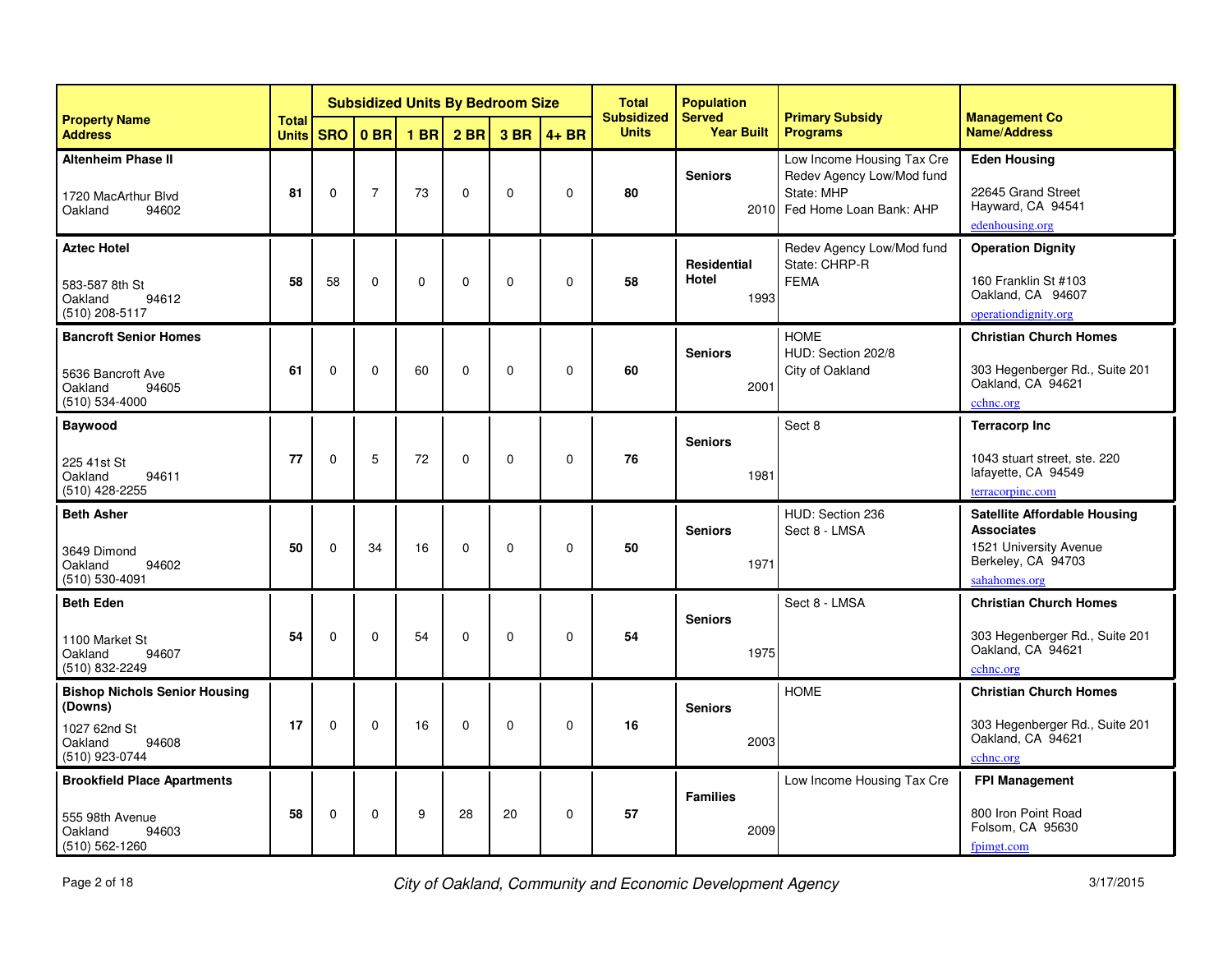| Property Name Address | Total Units | Subsidized Units By Bedroom Size | | | | | | Total Subsidized Units | Population Served Year Built | Primary Subsidy Programs | Management Co Name/Address |
|---|---|---|---|---|---|---|---|---|---|---|---|
| | | SRO | 0 BR | 1 BR | 2 BR | 3 BR | 4+ BR | | | | |
| **Altenheim Phase II** 1720 MacArthur Blvd Oakland 94602 | **81** | 0 | 7 | 73 | 0 | 0 | 0 | **80** | **Seniors** 2010 | Low Income Housing Tax Cre Redev Agency Low/Mod fund State: MHP Fed Home Loan Bank: AHP | **Eden Housing** 22645 Grand Street Hayward, CA 94541 edenhousing.org |
| **Aztec Hotel** 583-587 8th St Oakland 94612 (510) 208-5117 | **58** | 58 | 0 | 0 | 0 | 0 | 0 | **58** | **Residential Hotel** 1993 | Redev Agency Low/Mod fund State: CHRP-R FEMA | **Operation Dignity** 160 Franklin St #103 Oakland, CA 94607 operationdignity.org |
| **Bancroft Senior Homes** 5636 Bancroft Ave Oakland 94605 (510) 534-4000 | **61** | 0 | 0 | 60 | 0 | 0 | 0 | **60** | **Seniors** 2001 | HOME HUD: Section 202/8 City of Oakland | **Christian Church Homes** 303 Hegenberger Rd., Suite 201 Oakland, CA 94621 cchnc.org |
| **Baywood** 225 41st St Oakland 94611 (510) 428-2255 | **77** | 0 | 5 | 72 | 0 | 0 | 0 | **76** | **Seniors** 1981 | Sect 8 | **Terracorp Inc** 1043 stuart street, ste. 220 lafayette, CA 94549 terracorpinc.com |
| **Beth Asher** 3649 Dimond Oakland 94602 (510) 530-4091 | **50** | 0 | 34 | 16 | 0 | 0 | 0 | **50** | **Seniors** 1971 | HUD: Section 236 Sect 8 - LMSA | **Satellite Affordable Housing Associates** 1521 University Avenue Berkeley, CA 94703 sahahomes.org |
| **Beth Eden** 1100 Market St Oakland 94607 (510) 832-2249 | **54** | 0 | 0 | 54 | 0 | 0 | 0 | **54** | **Seniors** 1975 | Sect 8 - LMSA | **Christian Church Homes** 303 Hegenberger Rd., Suite 201 Oakland, CA 94621 cchnc.org |
| **Bishop Nichols Senior Housing (Downs)** 1027 62nd St Oakland 94608 (510) 923-0744 | **17** | 0 | 0 | 16 | 0 | 0 | 0 | **16** | **Seniors** 2003 | HOME | **Christian Church Homes** 303 Hegenberger Rd., Suite 201 Oakland, CA 94621 cchnc.org |
| **Brookfield Place Apartments** 555 98th Avenue Oakland 94603 (510) 562-1260 | **58** | 0 | 0 | 9 | 28 | 20 | 0 | **57** | **Families** 2009 | Low Income Housing Tax Cre | **FPI Management** 800 Iron Point Road Folsom, CA 95630 fpimgt.com |

*City of Oakland, Community and Economic Development Agency*

3/17/2015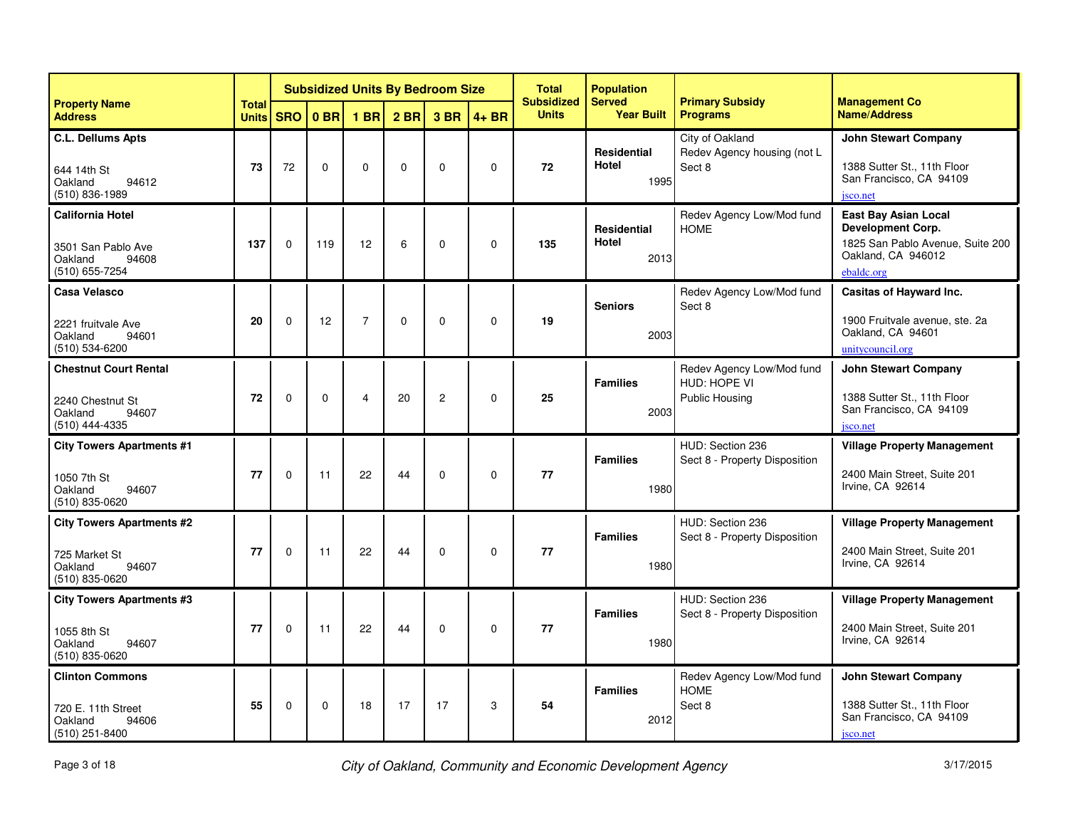| Property Name Address | Total Units | Subsidized Units By Bedroom Size | | | | | | Total Subsidized Units | Population Served Year Built | Primary Subsidy Programs | Management Co Name/Address |
|---|---|---|---|---|---|---|---|---|---|---|---|
| | | SRO | 0 BR | 1 BR | 2 BR | 3 BR | 4+ BR | | | | |
| **C.L. Dellums Apts**<br>644 14th St<br>Oakland 94612<br>(510) 836-1989 | **73** | 72 | 0 | 0 | 0 | 0 | 0 | **72** | **Residential Hotel**<br>1995 | City of Oakland<br>Redev Agency housing (not L<br>Sect 8 | **John Stewart Company**<br>1388 Sutter St., 11th Floor<br>San Francisco, CA 94109<br>jsco.net |
| **California Hotel**<br>3501 San Pablo Ave<br>Oakland 94608<br>(510) 655-7254 | **137** | 0 | 119 | 12 | 6 | 0 | 0 | **135** | **Residential Hotel**<br>2013 | Redev Agency Low/Mod fund<br>HOME | **East Bay Asian Local Development Corp.**<br>1825 San Pablo Avenue, Suite 200<br>Oakland, CA 946012<br>ebaldc.org |
| **Casa Velasco**<br>2221 fruitvale Ave<br>Oakland 94601<br>(510) 534-6200 | **20** | 0 | 12 | 7 | 0 | 0 | 0 | **19** | **Seniors**<br>2003 | Redev Agency Low/Mod fund<br>Sect 8 | **Casitas of Hayward Inc.**<br>1900 Fruitvale avenue, ste. 2a<br>Oakland, CA 94601<br>unitycouncil.org |
| **Chestnut Court Rental**<br>2240 Chestnut St<br>Oakland 94607<br>(510) 444-4335 | **72** | 0 | 0 | 4 | 20 | 2 | 0 | **25** | **Families**<br>2003 | Redev Agency Low/Mod fund<br>HUD: HOPE VI<br>Public Housing | **John Stewart Company**<br>1388 Sutter St., 11th Floor<br>San Francisco, CA 94109<br>jsco.net |
| **City Towers Apartments #1**<br>1050 7th St<br>Oakland 94607<br>(510) 835-0620 | **77** | 0 | 11 | 22 | 44 | 0 | 0 | **77** | **Families**<br>1980 | HUD: Section 236<br>Sect 8 - Property Disposition | **Village Property Management**<br>2400 Main Street, Suite 201<br>Irvine, CA 92614 |
| **City Towers Apartments #2**<br>725 Market St<br>Oakland 94607<br>(510) 835-0620 | **77** | 0 | 11 | 22 | 44 | 0 | 0 | **77** | **Families**<br>1980 | HUD: Section 236<br>Sect 8 - Property Disposition | **Village Property Management**<br>2400 Main Street, Suite 201<br>Irvine, CA 92614 |
| **City Towers Apartments #3**<br>1055 8th St<br>Oakland 94607<br>(510) 835-0620 | **77** | 0 | 11 | 22 | 44 | 0 | 0 | **77** | **Families**<br>1980 | HUD: Section 236<br>Sect 8 - Property Disposition | **Village Property Management**<br>2400 Main Street, Suite 201<br>Irvine, CA 92614 |
| **Clinton Commons**<br>720 E. 11th Street<br>Oakland 94606<br>(510) 251-8400 | **55** | 0 | 0 | 18 | 17 | 17 | 3 | **54** | **Families**<br>2012 | Redev Agency Low/Mod fund<br>HOME<br>Sect 8 | **John Stewart Company**<br>1388 Sutter St., 11th Floor<br>San Francisco, CA 94109<br>jsco.net |

*City of Oakland, Community and Economic Development Agency*

3/17/2015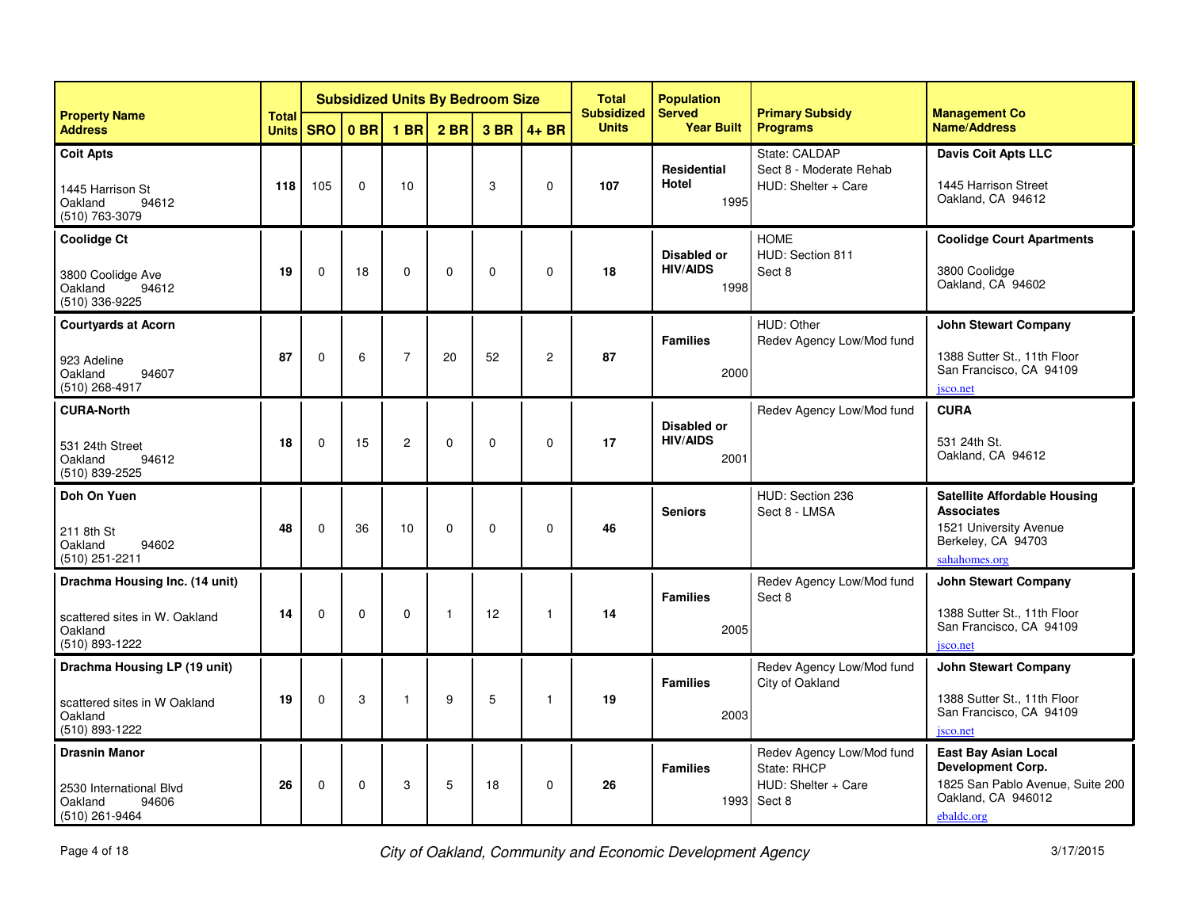| Property Name Address | Total Units | Subsidized Units By Bedroom Size | | | | | | Total Subsidized Units | Population Served Year Built | Primary Subsidy Programs | Management Co Name/Address |
|---|---|---|---|---|---|---|---|---|---|---|---|
| | | SRO | 0 BR | 1 BR | 2 BR | 3 BR | 4+ BR | | | | |
| **Coit Apts**<br>1445 Harrison St<br>Oakland 94612<br>(510) 763-3079 | **118** | 105 | 0 | 10 | | 3 | 0 | **107** | **Residential Hotel**<br>1995 | State: CALDAP<br>Sect 8 - Moderate Rehab<br>HUD: Shelter + Care | **Davis Coit Apts LLC**<br>1445 Harrison Street<br>Oakland, CA 94612 |
| **Coolidge Ct**<br>3800 Coolidge Ave<br>Oakland 94612<br>(510) 336-9225 | **19** | 0 | 18 | 0 | 0 | 0 | 0 | **18** | **Disabled or HIV/AIDS**<br>1998 | HOME<br>HUD: Section 811<br>Sect 8 | **Coolidge Court Apartments**<br>3800 Coolidge<br>Oakland, CA 94602 |
| **Courtyards at Acorn**<br>923 Adeline<br>Oakland 94607<br>(510) 268-4917 | **87** | 0 | 6 | 7 | 20 | 52 | 2 | **87** | **Families**<br>2000 | HUD: Other<br>Redev Agency Low/Mod fund | **John Stewart Company**<br>1388 Sutter St., 11th Floor<br>San Francisco, CA 94109<br>jsco.net |
| **CURA-North**<br>531 24th Street<br>Oakland 94612<br>(510) 839-2525 | **18** | 0 | 15 | 2 | 0 | 0 | 0 | **17** | **Disabled or HIV/AIDS**<br>2001 | Redev Agency Low/Mod fund | **CURA**<br>531 24th St.<br>Oakland, CA 94612 |
| **Doh On Yuen**<br>211 8th St<br>Oakland 94602<br>(510) 251-2211 | **48** | 0 | 36 | 10 | 0 | 0 | 0 | **46** | **Seniors** | HUD: Section 236<br>Sect 8 - LMSA | **Satellite Affordable Housing Associates**<br>1521 University Avenue<br>Berkeley, CA 94703<br>sahahomes.org |
| **Drachma Housing Inc. (14 unit)**<br>scattered sites in W. Oakland<br>Oakland<br>(510) 893-1222 | **14** | 0 | 0 | 0 | 1 | 12 | 1 | **14** | **Families**<br>2005 | Redev Agency Low/Mod fund<br>Sect 8 | **John Stewart Company**<br>1388 Sutter St., 11th Floor<br>San Francisco, CA 94109<br>jsco.net |
| **Drachma Housing LP (19 unit)**<br>scattered sites in W Oakland<br>Oakland<br>(510) 893-1222 | **19** | 0 | 3 | 1 | 9 | 5 | 1 | **19** | **Families**<br>2003 | Redev Agency Low/Mod fund<br>City of Oakland | **John Stewart Company**<br>1388 Sutter St., 11th Floor<br>San Francisco, CA 94109<br>jsco.net |
| **Drasnin Manor**<br>2530 International Blvd<br>Oakland 94606<br>(510) 261-9464 | **26** | 0 | 0 | 3 | 5 | 18 | 0 | **26** | **Families**<br>1993 | Redev Agency Low/Mod fund<br>State: RHCP<br>HUD: Shelter + Care<br>Sect 8 | **East Bay Asian Local Development Corp.**<br>1825 San Pablo Avenue, Suite 200<br>Oakland, CA 946012<br>ebaldc.org |

*City of Oakland, Community and Economic Development Agency*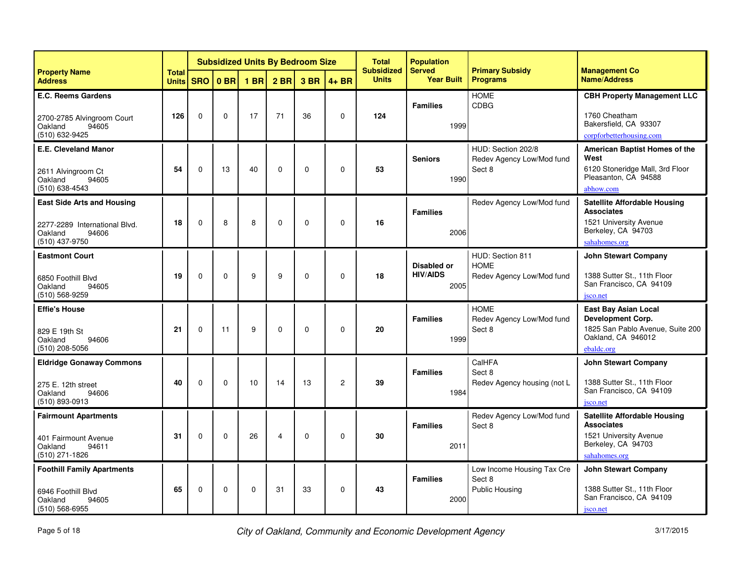| Property Name Address | Total Units | Subsidized Units By Bedroom Size | | | | | | Total Subsidized Units | Population Served Year Built | Primary Subsidy Programs | Management Co Name/Address |
|---|---|---|---|---|---|---|---|---|---|---|---|
| | | SRO | 0 BR | 1 BR | 2 BR | 3 BR | 4+ BR | | | | |
| **E.C. Reems Gardens** 2700-2785 Alvingroom Court Oakland 94605 (510) 632-9425 | **126** | 0 | 0 | 17 | 71 | 36 | 0 | **124** | **Families** 1999 | HOME CDBG | **CBH Property Management LLC** 1760 Cheatham Bakersfield, CA 93307 corpforbetterhousing.com |
| **E.E. Cleveland Manor** 2611 Alvingroom Ct Oakland 94605 (510) 638-4543 | **54** | 0 | 13 | 40 | 0 | 0 | 0 | **53** | **Seniors** 1990 | HUD: Section 202/8 Redev Agency Low/Mod fund Sect 8 | **American Baptist Homes of the West** 6120 Stoneridge Mall, 3rd Floor Pleasanton, CA 94588 abhow.com |
| **East Side Arts and Housing** 2277-2289 International Blvd. Oakland 94606 (510) 437-9750 | **18** | 0 | 8 | 8 | 0 | 0 | 0 | **16** | **Families** 2006 | Redev Agency Low/Mod fund | **Satellite Affordable Housing Associates** 1521 University Avenue Berkeley, CA 94703 sahahomes.org |
| **Eastmont Court** 6850 Foothill Blvd Oakland 94605 (510) 568-9259 | **19** | 0 | 0 | 9 | 9 | 0 | 0 | **18** | **Disabled or HIV/AIDS** 2005 | HUD: Section 811 HOME Redev Agency Low/Mod fund | **John Stewart Company** 1388 Sutter St., 11th Floor San Francisco, CA 94109 jsco.net |
| **Effie's House** 829 E 19th St Oakland 94606 (510) 208-5056 | **21** | 0 | 11 | 9 | 0 | 0 | 0 | **20** | **Families** 1999 | HOME Redev Agency Low/Mod fund Sect 8 | **East Bay Asian Local Development Corp.** 1825 San Pablo Avenue, Suite 200 Oakland, CA 946012 ebaldc.org |
| **Eldridge Gonaway Commons** 275 E. 12th street Oakland 94606 (510) 893-0913 | **40** | 0 | 0 | 10 | 14 | 13 | 2 | **39** | **Families** 1984 | CalHFA Sect 8 Redev Agency housing (not L | **John Stewart Company** 1388 Sutter St., 11th Floor San Francisco, CA 94109 jsco.net |
| **Fairmount Apartments** 401 Fairmount Avenue Oakland 94611 (510) 271-1826 | **31** | 0 | 0 | 26 | 4 | 0 | 0 | **30** | **Families** 2011 | Redev Agency Low/Mod fund Sect 8 | **Satellite Affordable Housing Associates** 1521 University Avenue Berkeley, CA 94703 sahahomes.org |
| **Foothill Family Apartments** 6946 Foothill Blvd Oakland 94605 (510) 568-6955 | **65** | 0 | 0 | 0 | 31 | 33 | 0 | **43** | **Families** 2000 | Low Income Housing Tax Cre Sect 8 Public Housing | **John Stewart Company** 1388 Sutter St., 11th Floor San Francisco, CA 94109 jsco.net |

*City of Oakland, Community and Economic Development Agency*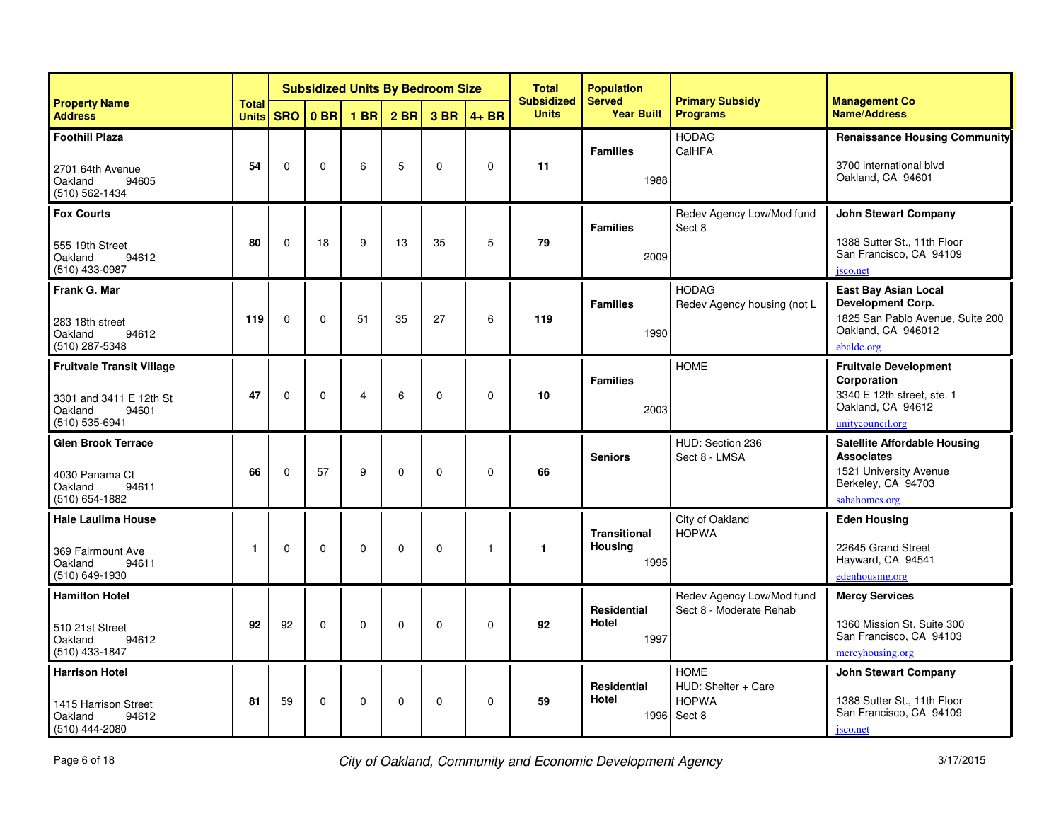| Property Name Address | Total Units | Subsidized Units By Bedroom Size | | | | | | Total Subsidized Units | Population Served Year Built | Primary Subsidy Programs | Management Co Name/Address |
|---|---|---|---|---|---|---|---|---|---|---|---|
| | | SRO | 0 BR | 1 BR | 2 BR | 3 BR | 4+ BR | | | | |
| **Foothill Plaza**<br>2701 64th Avenue<br>Oakland 94605<br>(510) 562-1434 | **54** | 0 | 0 | 6 | 5 | 0 | 0 | **11** | **Families**<br>1988 | HODAG<br>CalHFA | **Renaissance Housing Community**<br>3700 international blvd<br>Oakland, CA 94601 |
| **Fox Courts**<br>555 19th Street<br>Oakland 94612<br>(510) 433-0987 | **80** | 0 | 18 | 9 | 13 | 35 | 5 | **79** | **Families**<br>2009 | Redev Agency Low/Mod fund<br>Sect 8 | **John Stewart Company**<br>1388 Sutter St., 11th Floor<br>San Francisco, CA 94109<br>jsco.net |
| **Frank G. Mar**<br>283 18th street<br>Oakland 94612<br>(510) 287-5348 | **119** | 0 | 0 | 51 | 35 | 27 | 6 | **119** | **Families**<br>1990 | HODAG<br>Redev Agency housing (not L | **East Bay Asian Local Development Corp.**<br>1825 San Pablo Avenue, Suite 200<br>Oakland, CA 946012<br>ebaldc.org |
| **Fruitvale Transit Village**<br>3301 and 3411 E 12th St<br>Oakland 94601<br>(510) 535-6941 | **47** | 0 | 0 | 4 | 6 | 0 | 0 | **10** | **Families**<br>2003 | HOME | **Fruitvale Development Corporation**<br>3340 E 12th street, ste. 1<br>Oakland, CA 94612<br>unitycouncil.org |
| **Glen Brook Terrace**<br>4030 Panama Ct<br>Oakland 94611<br>(510) 654-1882 | **66** | 0 | 57 | 9 | 0 | 0 | 0 | **66** | **Seniors** | HUD: Section 236<br>Sect 8 - LMSA | **Satellite Affordable Housing Associates**<br>1521 University Avenue<br>Berkeley, CA 94703<br>sahahomes.org |
| **Hale Laulima House**<br>369 Fairmount Ave<br>Oakland 94611<br>(510) 649-1930 | **1** | 0 | 0 | 0 | 0 | 0 | 1 | **1** | **Transitional Housing**<br>1995 | City of Oakland<br>HOPWA | **Eden Housing**<br>22645 Grand Street<br>Hayward, CA 94541<br>edenhousing.org |
| **Hamilton Hotel**<br>510 21st Street<br>Oakland 94612<br>(510) 433-1847 | **92** | 92 | 0 | 0 | 0 | 0 | 0 | **92** | **Residential Hotel**<br>1997 | Redev Agency Low/Mod fund<br>Sect 8 - Moderate Rehab | **Mercy Services**<br>1360 Mission St. Suite 300<br>San Francisco, CA 94103<br>mercyhousing.org |
| **Harrison Hotel**<br>1415 Harrison Street<br>Oakland 94612<br>(510) 444-2080 | **81** | 59 | 0 | 0 | 0 | 0 | 0 | **59** | **Residential Hotel**<br>1996 | HOME<br>HUD: Shelter + Care<br>HOPWA<br>Sect 8 | **John Stewart Company**<br>1388 Sutter St., 11th Floor<br>San Francisco, CA 94109<br>jsco.net |

*City of Oakland, Community and Economic Development Agency*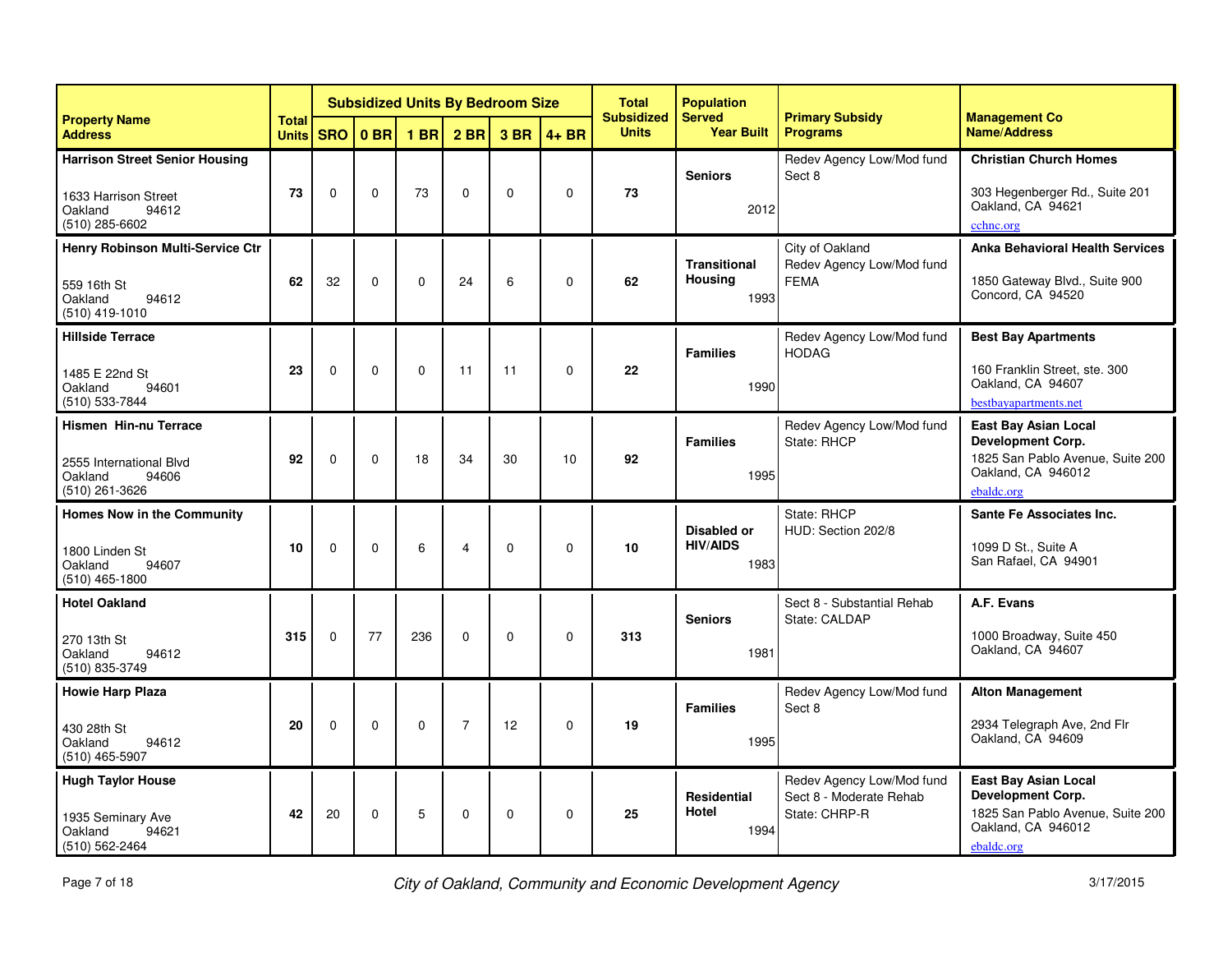| Property Name Address | Total Units | Subsidized Units By Bedroom Size | | | | | | Total Subsidized Units | Population Served Year Built | Primary Subsidy Programs | Management Co Name/Address |
|---|---|---|---|---|---|---|---|---|---|---|---|
| | | SRO | 0 BR | 1 BR | 2 BR | 3 BR | 4+ BR | | | | |
| **Harrison Street Senior Housing** 1633 Harrison Street Oakland 94612 (510) 285-6602 | **73** | 0 | 0 | 73 | 0 | 0 | 0 | **73** | **Seniors** 2012 | Redev Agency Low/Mod fund Sect 8 | **Christian Church Homes** 303 Hegenberger Rd., Suite 201 Oakland, CA 94621 cchnc.org |
| **Henry Robinson Multi-Service Ctr** 559 16th St Oakland 94612 (510) 419-1010 | **62** | 32 | 0 | 0 | 24 | 6 | 0 | **62** | **Transitional Housing** 1993 | City of Oakland Redev Agency Low/Mod fund FEMA | **Anka Behavioral Health Services** 1850 Gateway Blvd., Suite 900 Concord, CA 94520 |
| **Hillside Terrace** 1485 E 22nd St Oakland 94601 (510) 533-7844 | **23** | 0 | 0 | 0 | 11 | 11 | 0 | **22** | **Families** 1990 | Redev Agency Low/Mod fund HODAG | **Best Bay Apartments** 160 Franklin Street, ste. 300 Oakland, CA 94607 bestbayapartments.net |
| **Hismen Hin-nu Terrace** 2555 International Blvd Oakland 94606 (510) 261-3626 | **92** | 0 | 0 | 18 | 34 | 30 | 10 | **92** | **Families** 1995 | Redev Agency Low/Mod fund State: RHCP | **East Bay Asian Local Development Corp.** 1825 San Pablo Avenue, Suite 200 Oakland, CA 946012 ebaldc.org |
| **Homes Now in the Community** 1800 Linden St Oakland 94607 (510) 465-1800 | **10** | 0 | 0 | 6 | 4 | 0 | 0 | **10** | **Disabled or HIV/AIDS** 1983 | State: RHCP HUD: Section 202/8 | **Sante Fe Associates Inc.** 1099 D St., Suite A San Rafael, CA 94901 |
| **Hotel Oakland** 270 13th St Oakland 94612 (510) 835-3749 | **315** | 0 | 77 | 236 | 0 | 0 | 0 | **313** | **Seniors** 1981 | Sect 8 - Substantial Rehab State: CALDAP | **A.F. Evans** 1000 Broadway, Suite 450 Oakland, CA 94607 |
| **Howie Harp Plaza** 430 28th St Oakland 94612 (510) 465-5907 | **20** | 0 | 0 | 0 | 7 | 12 | 0 | **19** | **Families** 1995 | Redev Agency Low/Mod fund Sect 8 | **Alton Management** 2934 Telegraph Ave, 2nd Flr Oakland, CA 94609 |
| **Hugh Taylor House** 1935 Seminary Ave Oakland 94621 (510) 562-2464 | **42** | 20 | 0 | 5 | 0 | 0 | 0 | **25** | **Residential Hotel** 1994 | Redev Agency Low/Mod fund Sect 8 - Moderate Rehab State: CHRP-R | **East Bay Asian Local Development Corp.** 1825 San Pablo Avenue, Suite 200 Oakland, CA 946012 ebaldc.org |

*City of Oakland, Community and Economic Development Agency*

3/17/2015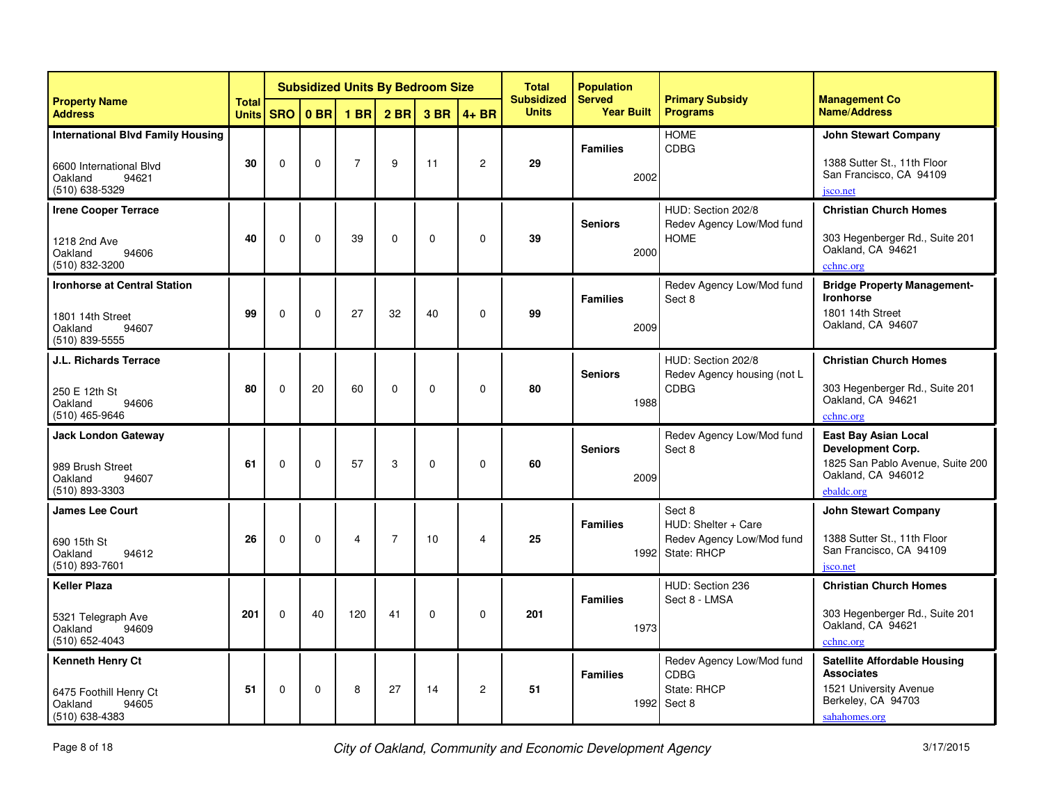| Property Name Address | Total Units | Subsidized Units By Bedroom Size | | | | | | Total Subsidized Units | Population Served Year Built | Primary Subsidy Programs | Management Co Name/Address |
|---|---|---|---|---|---|---|---|---|---|---|---|
| | | SRO | 0 BR | 1 BR | 2 BR | 3 BR | 4+ BR | | | | |
| **International Blvd Family Housing**<br><br>6600 International Blvd<br>Oakland 94621<br>(510) 638-5329 | **30** | 0 | 0 | 7 | 9 | 11 | 2 | **29** | **Families**<br>2002 | HOME<br>CDBG | **John Stewart Company**<br><br>1388 Sutter St., 11th Floor<br>San Francisco, CA 94109<br>jsco.net |
| **Irene Cooper Terrace**<br><br>1218 2nd Ave<br>Oakland 94606<br>(510) 832-3200 | **40** | 0 | 0 | 39 | 0 | 0 | 0 | **39** | **Seniors**<br>2000 | HUD: Section 202/8<br>Redev Agency Low/Mod fund<br>HOME | **Christian Church Homes**<br><br>303 Hegenberger Rd., Suite 201<br>Oakland, CA 94621<br>cchnc.org |
| **Ironhorse at Central Station**<br><br>1801 14th Street<br>Oakland 94607<br>(510) 839-5555 | **99** | 0 | 0 | 27 | 32 | 40 | 0 | **99** | **Families**<br>2009 | Redev Agency Low/Mod fund<br>Sect 8 | **Bridge Property Management-Ironhorse**<br>1801 14th Street<br>Oakland, CA 94607 |
| **J.L. Richards Terrace**<br><br>250 E 12th St<br>Oakland 94606<br>(510) 465-9646 | **80** | 0 | 20 | 60 | 0 | 0 | 0 | **80** | **Seniors**<br>1988 | HUD: Section 202/8<br>Redev Agency housing (not L<br>CDBG | **Christian Church Homes**<br><br>303 Hegenberger Rd., Suite 201<br>Oakland, CA 94621<br>cchnc.org |
| **Jack London Gateway**<br><br>989 Brush Street<br>Oakland 94607<br>(510) 893-3303 | **61** | 0 | 0 | 57 | 3 | 0 | 0 | **60** | **Seniors**<br>2009 | Redev Agency Low/Mod fund<br>Sect 8 | **East Bay Asian Local Development Corp.**<br>1825 San Pablo Avenue, Suite 200<br>Oakland, CA 946012<br>ebaldc.org |
| **James Lee Court**<br><br>690 15th St<br>Oakland 94612<br>(510) 893-7601 | **26** | 0 | 0 | 4 | 7 | 10 | 4 | **25** | **Families**<br>1992 | Sect 8<br>HUD: Shelter + Care<br>Redev Agency Low/Mod fund<br>State: RHCP | **John Stewart Company**<br><br>1388 Sutter St., 11th Floor<br>San Francisco, CA 94109<br>jsco.net |
| **Keller Plaza**<br><br>5321 Telegraph Ave<br>Oakland 94609<br>(510) 652-4043 | **201** | 0 | 40 | 120 | 41 | 0 | 0 | **201** | **Families**<br>1973 | HUD: Section 236<br>Sect 8 - LMSA | **Christian Church Homes**<br><br>303 Hegenberger Rd., Suite 201<br>Oakland, CA 94621<br>cchnc.org |
| **Kenneth Henry Ct**<br><br>6475 Foothill Henry Ct<br>Oakland 94605<br>(510) 638-4383 | **51** | 0 | 0 | 8 | 27 | 14 | 2 | **51** | **Families**<br>1992 | Redev Agency Low/Mod fund<br>CDBG<br>State: RHCP<br>Sect 8 | **Satellite Affordable Housing Associates**<br>1521 University Avenue<br>Berkeley, CA 94703<br>sahahomes.org |

*City of Oakland, Community and Economic Development Agency*

3/17/2015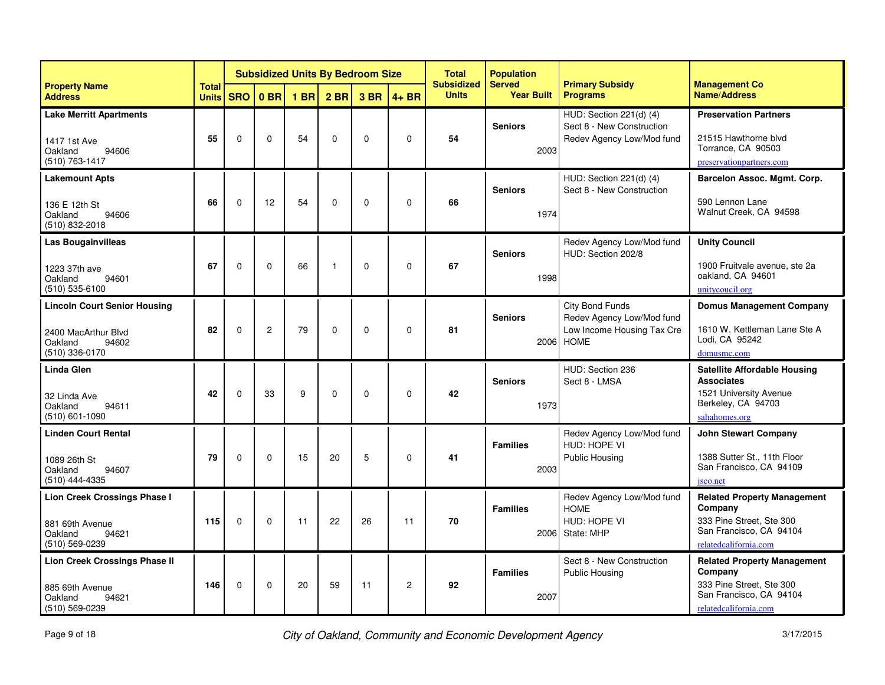| Property Name<br>Address | Total Units | Subsidized Units By Bedroom Size | | | | | | Total Subsidized Units | Population Served<br>Year Built | Primary Subsidy Programs | Management Co Name/Address |
|---|---|---|---|---|---|---|---|---|---|---|---|
| | | SRO | 0 BR | 1 BR | 2 BR | 3 BR | 4+ BR | | | | |
| **Lake Merritt Apartments**<br>1417 1st Ave<br>Oakland 94606<br>(510) 763-1417 | 55 | 0 | 0 | 54 | 0 | 0 | 0 | 54 | **Seniors**<br>2003 | HUD: Section 221(d) (4)<br>Sect 8 - New Construction<br>Redev Agency Low/Mod fund | **Preservation Partners**<br>21515 Hawthorne blvd<br>Torrance, CA 90503<br>preservationpartners.com |
| **Lakemount Apts**<br>136 E 12th St<br>Oakland 94606<br>(510) 832-2018 | 66 | 0 | 12 | 54 | 0 | 0 | 0 | 66 | **Seniors**<br>1974 | HUD: Section 221(d) (4)<br>Sect 8 - New Construction | **Barcelon Assoc. Mgmt. Corp.**<br>590 Lennon Lane<br>Walnut Creek, CA 94598 |
| **Las Bougainvilleas**<br>1223 37th ave<br>Oakland 94601<br>(510) 535-6100 | 67 | 0 | 0 | 66 | 1 | 0 | 0 | 67 | **Seniors**<br>1998 | Redev Agency Low/Mod fund<br>HUD: Section 202/8 | **Unity Council**<br>1900 Fruitvale avenue, ste 2a<br>oakland, CA 94601<br>unitycoucil.org |
| **Lincoln Court Senior Housing**<br>2400 MacArthur Blvd<br>Oakland 94602<br>(510) 336-0170 | 82 | 0 | 2 | 79 | 0 | 0 | 0 | 81 | **Seniors**<br>2006 | City Bond Funds<br>Redev Agency Low/Mod fund<br>Low Income Housing Tax Cre<br>HOME | **Domus Management Company**<br>1610 W. Kettleman Lane Ste A<br>Lodi, CA 95242<br>domusmc.com |
| **Linda Glen**<br>32 Linda Ave<br>Oakland 94611<br>(510) 601-1090 | 42 | 0 | 33 | 9 | 0 | 0 | 0 | 42 | **Seniors**<br>1973 | HUD: Section 236<br>Sect 8 - LMSA | **Satellite Affordable Housing Associates**<br>1521 University Avenue<br>Berkeley, CA 94703<br>sahahomes.org |
| **Linden Court Rental**<br>1089 26th St<br>Oakland 94607<br>(510) 444-4335 | 79 | 0 | 0 | 15 | 20 | 5 | 0 | 41 | **Families**<br>2003 | Redev Agency Low/Mod fund<br>HUD: HOPE VI<br>Public Housing | **John Stewart Company**<br>1388 Sutter St., 11th Floor<br>San Francisco, CA 94109<br>jsco.net |
| **Lion Creek Crossings Phase I**<br>881 69th Avenue<br>Oakland 94621<br>(510) 569-0239 | 115 | 0 | 0 | 11 | 22 | 26 | 11 | 70 | **Families**<br>2006 | Redev Agency Low/Mod fund<br>HOME<br>HUD: HOPE VI<br>State: MHP | **Related Property Management Company**<br>333 Pine Street, Ste 300<br>San Francisco, CA 94104<br>relatedcalifornia.com |
| **Lion Creek Crossings Phase II**<br>885 69th Avenue<br>Oakland 94621<br>(510) 569-0239 | 146 | 0 | 0 | 20 | 59 | 11 | 2 | 92 | **Families**<br>2007 | Sect 8 - New Construction<br>Public Housing | **Related Property Management Company**<br>333 Pine Street, Ste 300<br>San Francisco, CA 94104<br>relatedcalifornia.com |

*City of Oakland, Community and Economic Development Agency*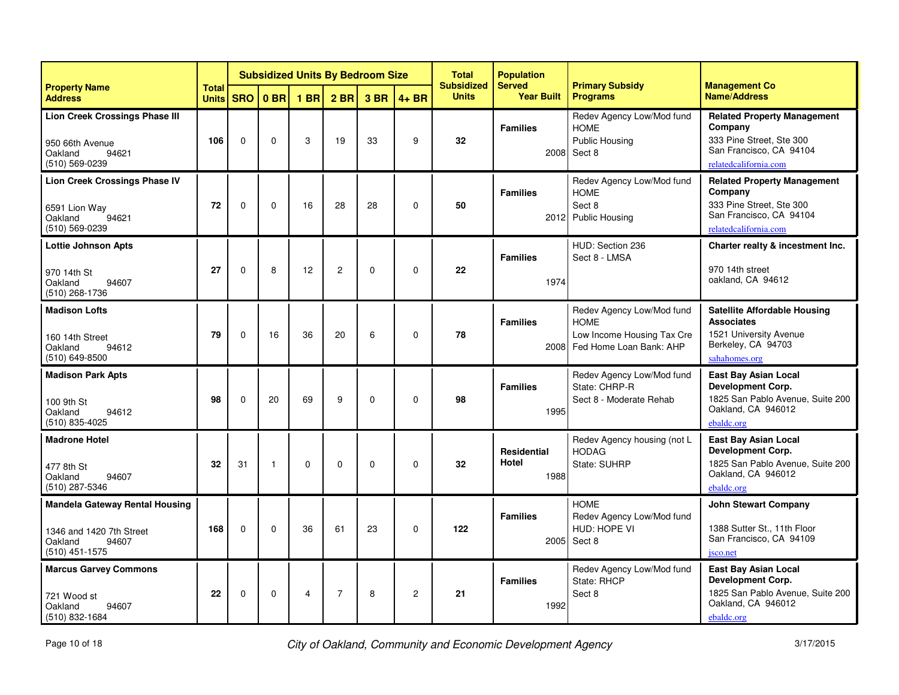| Property Name<br>Address | Total Units | Subsidized Units By Bedroom Size | | | | | | Total Subsidized Units | Population Served<br>Year Built | Primary Subsidy Programs | Management Co Name/Address |
|---|---|---|---|---|---|---|---|---|---|---|---|
| | | SRO | 0 BR | 1 BR | 2 BR | 3 BR | 4+ BR | | | | |
| **Lion Creek Crossings Phase III**<br>950 66th Avenue<br>Oakland 94621<br>(510) 569-0239 | 106 | 0 | 0 | 3 | 19 | 33 | 9 | 32 | **Families**<br>2008 | Redev Agency Low/Mod fund<br>HOME<br>Public Housing<br>Sect 8 | **Related Property Management Company**<br>333 Pine Street, Ste 300<br>San Francisco, CA 94104<br>relatedcalifornia.com |
| **Lion Creek Crossings Phase IV**<br>6591 Lion Way<br>Oakland 94621<br>(510) 569-0239 | 72 | 0 | 0 | 16 | 28 | 28 | 0 | 50 | **Families**<br>2012 | Redev Agency Low/Mod fund<br>HOME<br>Sect 8<br>Public Housing | **Related Property Management Company**<br>333 Pine Street, Ste 300<br>San Francisco, CA 94104<br>relatedcalifornia.com |
| **Lottie Johnson Apts**<br>970 14th St<br>Oakland 94607<br>(510) 268-1736 | 27 | 0 | 8 | 12 | 2 | 0 | 0 | 22 | **Families**<br>1974 | HUD: Section 236<br>Sect 8 - LMSA | **Charter realty & incestment Inc.**<br>970 14th street<br>oakland, CA 94612 |
| **Madison Lofts**<br>160 14th Street<br>Oakland 94612<br>(510) 649-8500 | 79 | 0 | 16 | 36 | 20 | 6 | 0 | 78 | **Families**<br>2008 | Redev Agency Low/Mod fund<br>HOME<br>Low Income Housing Tax Cre<br>Fed Home Loan Bank: AHP | **Satellite Affordable Housing Associates**<br>1521 University Avenue<br>Berkeley, CA 94703<br>sahahomes.org |
| **Madison Park Apts**<br>100 9th St<br>Oakland 94612<br>(510) 835-4025 | 98 | 0 | 20 | 69 | 9 | 0 | 0 | 98 | **Families**<br>1995 | Redev Agency Low/Mod fund<br>State: CHRP-R<br>Sect 8 - Moderate Rehab | **East Bay Asian Local Development Corp.**<br>1825 San Pablo Avenue, Suite 200<br>Oakland, CA 946012<br>ebaldc.org |
| **Madrone Hotel**<br>477 8th St<br>Oakland 94607<br>(510) 287-5346 | 32 | 31 | 1 | 0 | 0 | 0 | 0 | 32 | **Residential Hotel**<br>1988 | Redev Agency housing (not L<br>HODAG<br>State: SUHRP | **East Bay Asian Local Development Corp.**<br>1825 San Pablo Avenue, Suite 200<br>Oakland, CA 946012<br>ebaldc.org |
| **Mandela Gateway Rental Housing**<br>1346 and 1420 7th Street<br>Oakland 94607<br>(510) 451-1575 | 168 | 0 | 0 | 36 | 61 | 23 | 0 | 122 | **Families**<br>2005 | HOME<br>Redev Agency Low/Mod fund<br>HUD: HOPE VI<br>Sect 8 | **John Stewart Company**<br>1388 Sutter St., 11th Floor<br>San Francisco, CA 94109<br>jsco.net |
| **Marcus Garvey Commons**<br>721 Wood st<br>Oakland 94607<br>(510) 832-1684 | 22 | 0 | 0 | 4 | 7 | 8 | 2 | 21 | **Families**<br>1992 | Redev Agency Low/Mod fund<br>State: RHCP<br>Sect 8 | **East Bay Asian Local Development Corp.**<br>1825 San Pablo Avenue, Suite 200<br>Oakland, CA 946012<br>ebaldc.org |

*City of Oakland, Community and Economic Development Agency*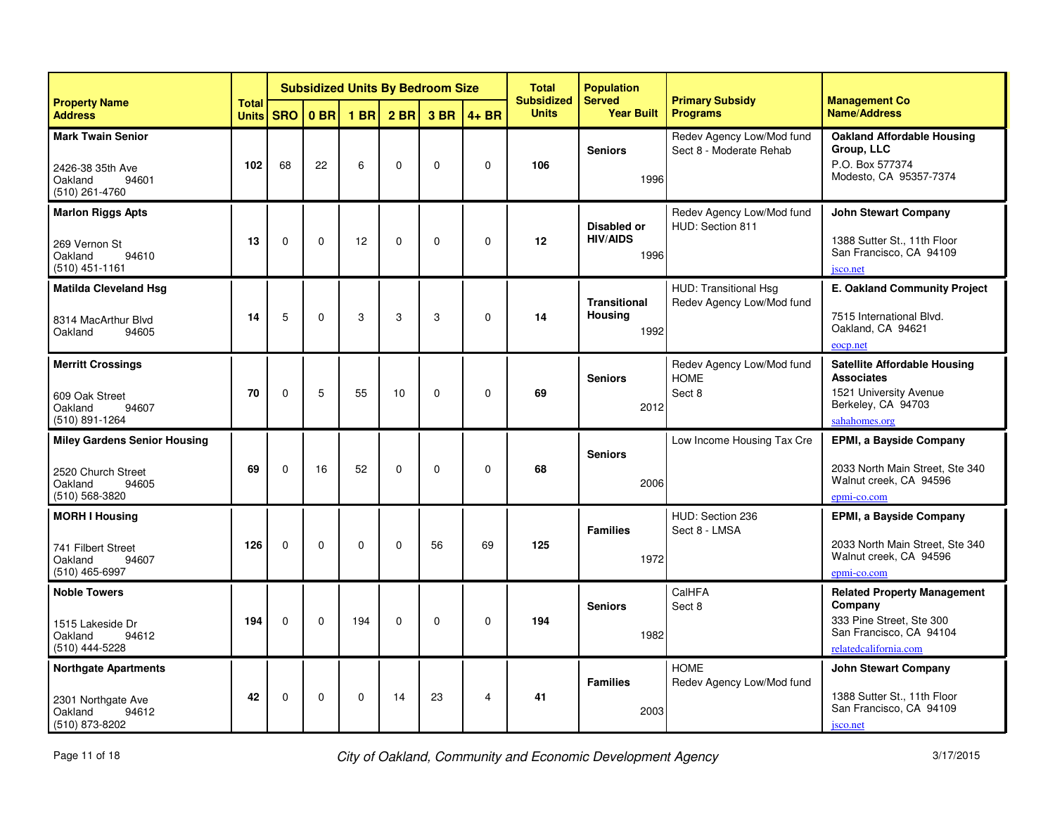| Property Name<br>Address | Total Units | Subsidized Units By Bedroom Size | | | | | | Total Subsidized Units | Population Served<br>Year Built | Primary Subsidy Programs | Management Co<br>Name/Address |
|---|---|---|---|---|---|---|---|---|---|---|---|
| | | SRO | 0 BR | 1 BR | 2 BR | 3 BR | 4+ BR | | | | |
| **Mark Twain Senior**<br>2426-38 35th Ave<br>Oakland 94601<br>(510) 261-4760 | **102** | 68 | 22 | 6 | 0 | 0 | 0 | **106** | **Seniors**<br>1996 | Redev Agency Low/Mod fund<br>Sect 8 - Moderate Rehab | **Oakland Affordable Housing Group, LLC**<br>P.O. Box 577374<br>Modesto, CA 95357-7374 |
| **Marlon Riggs Apts**<br>269 Vernon St<br>Oakland 94610<br>(510) 451-1161 | **13** | 0 | 0 | 12 | 0 | 0 | 0 | **12** | **Disabled or HIV/AIDS**<br>1996 | Redev Agency Low/Mod fund<br>HUD: Section 811 | **John Stewart Company**<br>1388 Sutter St., 11th Floor<br>San Francisco, CA 94109<br>jsco.net |
| **Matilda Cleveland Hsg**<br>8314 MacArthur Blvd<br>Oakland 94605 | **14** | 5 | 0 | 3 | 3 | 3 | 0 | **14** | **Transitional Housing**<br>1992 | HUD: Transitional Hsg<br>Redev Agency Low/Mod fund | **E. Oakland Community Project**<br>7515 International Blvd.<br>Oakland, CA 94621<br>eocp.net |
| **Merritt Crossings**<br>609 Oak Street<br>Oakland 94607<br>(510) 891-1264 | **70** | 0 | 5 | 55 | 10 | 0 | 0 | **69** | **Seniors**<br>2012 | Redev Agency Low/Mod fund<br>HOME<br>Sect 8 | **Satellite Affordable Housing Associates**<br>1521 University Avenue<br>Berkeley, CA 94703<br>sahahomes.org |
| **Miley Gardens Senior Housing**<br>2520 Church Street<br>Oakland 94605<br>(510) 568-3820 | **69** | 0 | 16 | 52 | 0 | 0 | 0 | **68** | **Seniors**<br>2006 | Low Income Housing Tax Cre | **EPMI, a Bayside Company**<br>2033 North Main Street, Ste 340<br>Walnut creek, CA 94596<br>epmi-co.com |
| **MORH I Housing**<br>741 Filbert Street<br>Oakland 94607<br>(510) 465-6997 | **126** | 0 | 0 | 0 | 0 | 56 | 69 | **125** | **Families**<br>1972 | HUD: Section 236<br>Sect 8 - LMSA | **EPMI, a Bayside Company**<br>2033 North Main Street, Ste 340<br>Walnut creek, CA 94596<br>epmi-co.com |
| **Noble Towers**<br>1515 Lakeside Dr<br>Oakland 94612<br>(510) 444-5228 | **194** | 0 | 0 | 194 | 0 | 0 | 0 | **194** | **Seniors**<br>1982 | CalHFA<br>Sect 8 | **Related Property Management Company**<br>333 Pine Street, Ste 300<br>San Francisco, CA 94104<br>relatedcalifornia.com |
| **Northgate Apartments**<br>2301 Northgate Ave<br>Oakland 94612<br>(510) 873-8202 | **42** | 0 | 0 | 0 | 14 | 23 | 4 | **41** | **Families**<br>2003 | HOME<br>Redev Agency Low/Mod fund | **John Stewart Company**<br>1388 Sutter St., 11th Floor<br>San Francisco, CA 94109<br>jsco.net |

*City of Oakland, Community and Economic Development Agency*

3/17/2015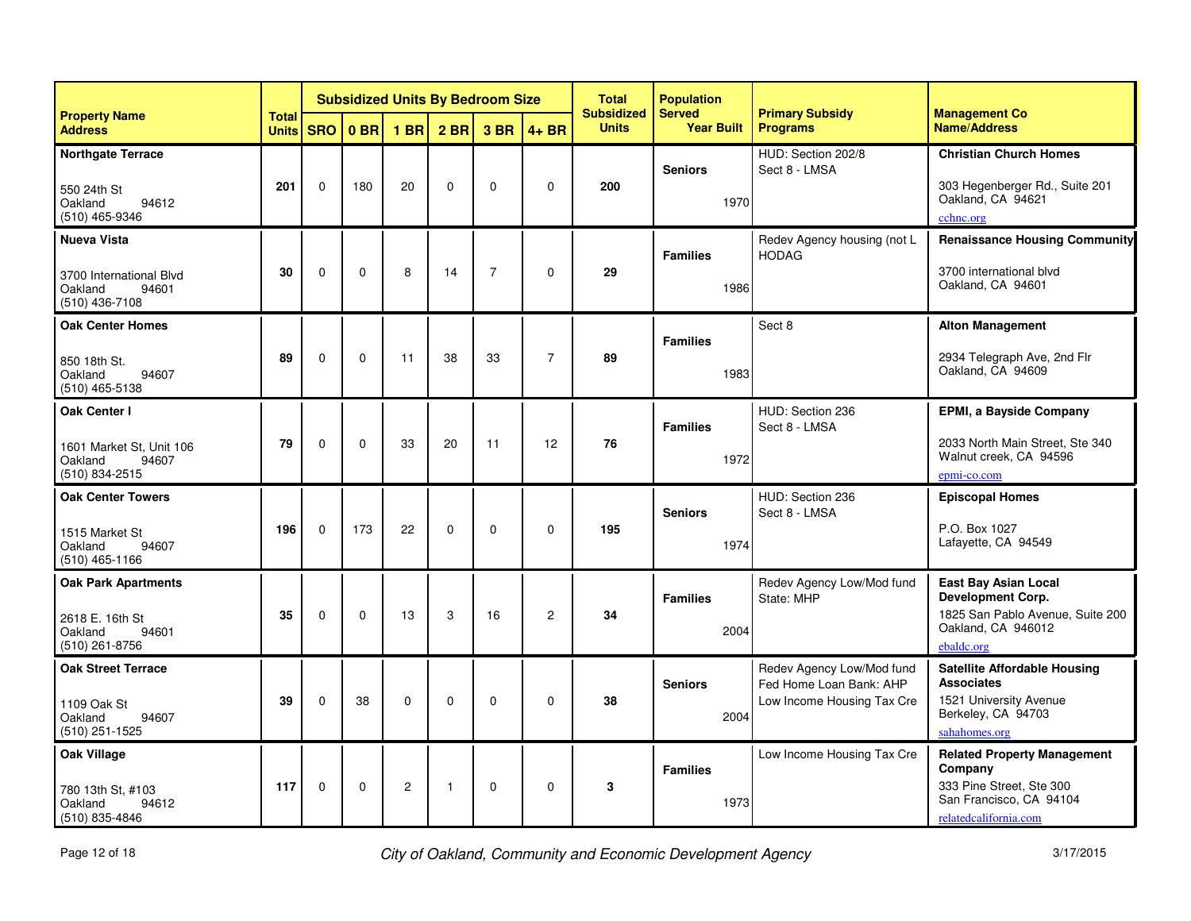| Property Name Address | Total Units | Subsidized Units By Bedroom Size | | | | | | Total Subsidized Units | Population Served Year Built | Primary Subsidy Programs | Management Co Name/Address |
|---|---|---|---|---|---|---|---|---|---|---|---|
| | | SRO | 0 BR | 1 BR | 2 BR | 3 BR | 4+ BR | | | | |
| **Northgate Terrace**<br>550 24th St<br>Oakland 94612<br>(510) 465-9346 | **201** | 0 | 180 | 20 | 0 | 0 | 0 | **200** | **Seniors**<br>1970 | HUD: Section 202/8<br>Sect 8 - LMSA | **Christian Church Homes**<br>303 Hegenberger Rd., Suite 201<br>Oakland, CA 94621<br>cchnc.org |
| **Nueva Vista**<br>3700 International Blvd<br>Oakland 94601<br>(510) 436-7108 | **30** | 0 | 0 | 8 | 14 | 7 | 0 | **29** | **Families**<br>1986 | Redev Agency housing (not L HODAG | **Renaissance Housing Community**<br>3700 international blvd<br>Oakland, CA 94601 |
| **Oak Center Homes**<br>850 18th St.<br>Oakland 94607<br>(510) 465-5138 | **89** | 0 | 0 | 11 | 38 | 33 | 7 | **89** | **Families**<br>1983 | Sect 8 | **Alton Management**<br>2934 Telegraph Ave, 2nd Flr<br>Oakland, CA 94609 |
| **Oak Center I**<br>1601 Market St, Unit 106<br>Oakland 94607<br>(510) 834-2515 | **79** | 0 | 0 | 33 | 20 | 11 | 12 | **76** | **Families**<br>1972 | HUD: Section 236<br>Sect 8 - LMSA | **EPMI, a Bayside Company**<br>2033 North Main Street, Ste 340<br>Walnut creek, CA 94596<br>epmi-co.com |
| **Oak Center Towers**<br>1515 Market St<br>Oakland 94607<br>(510) 465-1166 | **196** | 0 | 173 | 22 | 0 | 0 | 0 | **195** | **Seniors**<br>1974 | HUD: Section 236<br>Sect 8 - LMSA | **Episcopal Homes**<br>P.O. Box 1027<br>Lafayette, CA 94549 |
| **Oak Park Apartments**<br>2618 E. 16th St<br>Oakland 94601<br>(510) 261-8756 | **35** | 0 | 0 | 13 | 3 | 16 | 2 | **34** | **Families**<br>2004 | Redev Agency Low/Mod fund<br>State: MHP | **East Bay Asian Local Development Corp.**<br>1825 San Pablo Avenue, Suite 200<br>Oakland, CA 946012<br>ebaldc.org |
| **Oak Street Terrace**<br>1109 Oak St<br>Oakland 94607<br>(510) 251-1525 | **39** | 0 | 38 | 0 | 0 | 0 | 0 | **38** | **Seniors**<br>2004 | Redev Agency Low/Mod fund<br>Fed Home Loan Bank: AHP<br>Low Income Housing Tax Cre | **Satellite Affordable Housing Associates**<br>1521 University Avenue<br>Berkeley, CA 94703<br>sahahomes.org |
| **Oak Village**<br>780 13th St, #103<br>Oakland 94612<br>(510) 835-4846 | **117** | 0 | 0 | 2 | 1 | 0 | 0 | **3** | **Families**<br>1973 | Low Income Housing Tax Cre | **Related Property Management Company**<br>333 Pine Street, Ste 300<br>San Francisco, CA 94104<br>relatedcalifornia.com |

*City of Oakland, Community and Economic Development Agency*

3/17/2015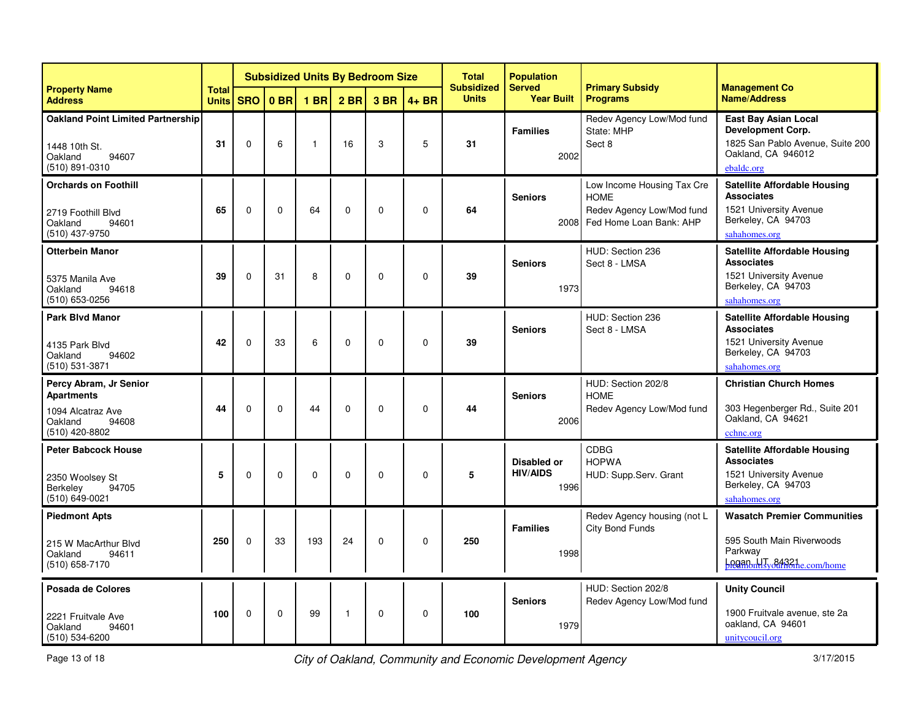| Property Name Address | Total Units | Subsidized Units By Bedroom Size | | | | | | Total Subsidized Units | Population Served Year Built | Primary Subsidy Programs | Management Co Name/Address |
|---|---|---|---|---|---|---|---|---|---|---|---|
| | | SRO | 0 BR | 1 BR | 2 BR | 3 BR | 4+ BR | | | | |
| **Oakland Point Limited Partnership** 1448 10th St. Oakland 94607 (510) 891-0310 | 31 | 0 | 6 | 1 | 16 | 3 | 5 | 31 | **Families** 2002 | Redev Agency Low/Mod fund; State: MHP; Sect 8 | **East Bay Asian Local Development Corp.** 1825 San Pablo Avenue, Suite 200 Oakland, CA 946012 ebaldc.org |
| **Orchards on Foothill** 2719 Foothill Blvd Oakland 94601 (510) 437-9750 | 65 | 0 | 0 | 64 | 0 | 0 | 0 | 64 | **Seniors** 2008 | Low Income Housing Tax Cre; HOME; Redev Agency Low/Mod fund; Fed Home Loan Bank: AHP | **Satellite Affordable Housing Associates** 1521 University Avenue Berkeley, CA 94703 sahahomes.org |
| **Otterbein Manor** 5375 Manila Ave Oakland 94618 (510) 653-0256 | 39 | 0 | 31 | 8 | 0 | 0 | 0 | 39 | **Seniors** 1973 | HUD: Section 236; Sect 8 - LMSA | **Satellite Affordable Housing Associates** 1521 University Avenue Berkeley, CA 94703 sahahomes.org |
| **Park Blvd Manor** 4135 Park Blvd Oakland 94602 (510) 531-3871 | 42 | 0 | 33 | 6 | 0 | 0 | 0 | 39 | **Seniors** | HUD: Section 236; Sect 8 - LMSA | **Satellite Affordable Housing Associates** 1521 University Avenue Berkeley, CA 94703 sahahomes.org |
| **Percy Abram, Jr Senior Apartments** 1094 Alcatraz Ave Oakland 94608 (510) 420-8802 | 44 | 0 | 0 | 44 | 0 | 0 | 0 | 44 | **Seniors** 2006 | HUD: Section 202/8; HOME; Redev Agency Low/Mod fund | **Christian Church Homes** 303 Hegenberger Rd., Suite 201 Oakland, CA 94621 cchnc.org |
| **Peter Babcock House** 2350 Woolsey St Berkeley 94705 (510) 649-0021 | 5 | 0 | 0 | 0 | 0 | 0 | 0 | 5 | **Disabled or HIV/AIDS** 1996 | CDBG; HOPWA; HUD: Supp.Serv. Grant | **Satellite Affordable Housing Associates** 1521 University Avenue Berkeley, CA 94703 sahahomes.org |
| **Piedmont Apts** 215 W MacArthur Blvd Oakland 94611 (510) 658-7170 | 250 | 0 | 33 | 193 | 24 | 0 | 0 | 250 | **Families** 1998 | Redev Agency housing (not L; City Bond Funds | **Wasatch Premier Communities** 595 South Main Riverwoods Parkway Logan, UT 84321 piedmontisyourhome.com/home |
| **Posada de Colores** 2221 Fruitvale Ave Oakland 94601 (510) 534-6200 | 100 | 0 | 0 | 99 | 1 | 0 | 0 | 100 | **Seniors** 1979 | HUD: Section 202/8; Redev Agency Low/Mod fund | **Unity Council** 1900 Fruitvale avenue, ste 2a oakland, CA 94601 unitycoucil.org |

*City of Oakland, Community and Economic Development Agency*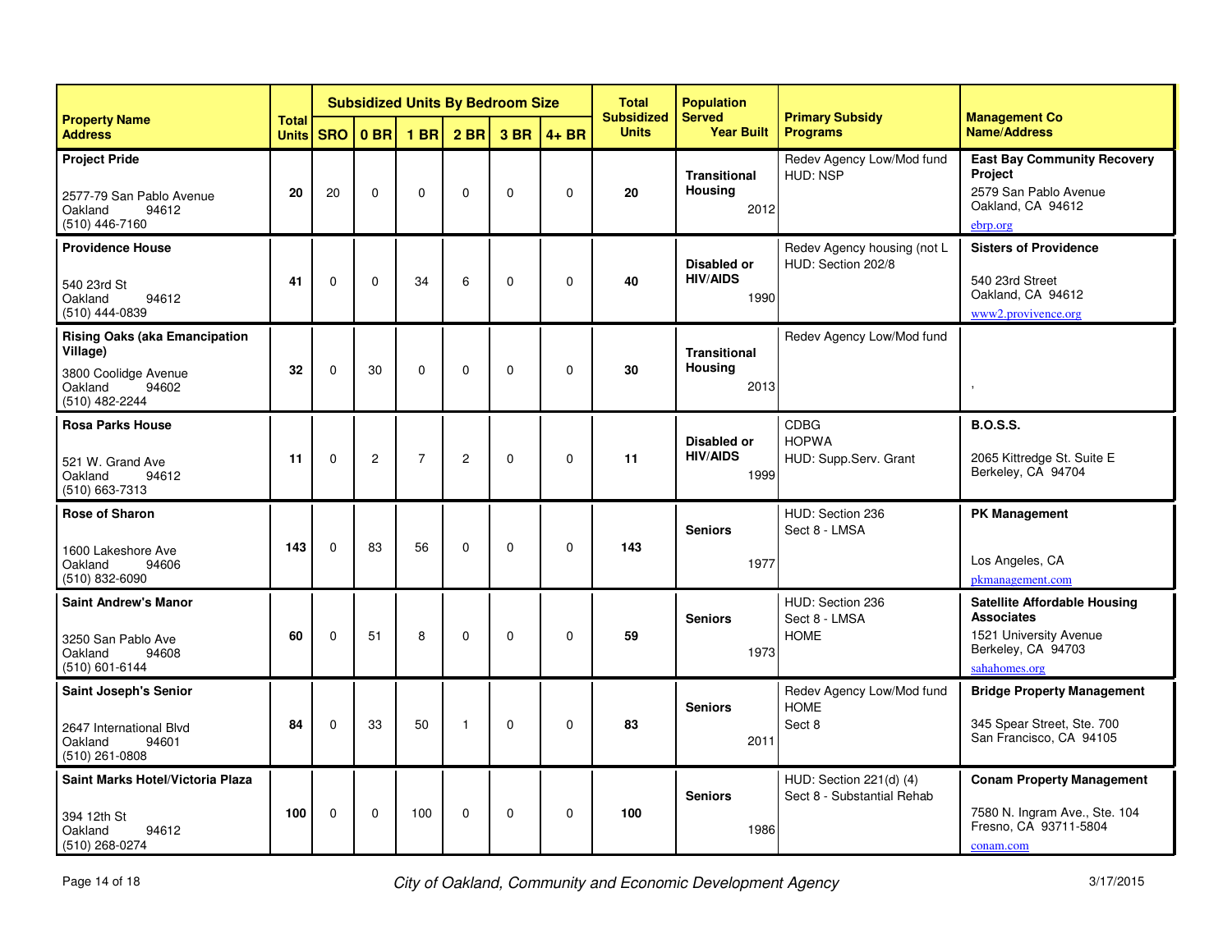| Property Name Address | Total Units | Subsidized Units By Bedroom Size | | | | | | Total Subsidized Units | Population Served Year Built | Primary Subsidy Programs | Management Co Name/Address |
|---|---|---|---|---|---|---|---|---|---|---|---|
| | | SRO | 0 BR | 1 BR | 2 BR | 3 BR | 4+ BR | | | | |
| **Project Pride**<br>2577-79 San Pablo Avenue<br>Oakland 94612<br>(510) 446-7160 | **20** | 20 | 0 | 0 | 0 | 0 | 0 | **20** | **Transitional Housing**<br>2012 | Redev Agency Low/Mod fund<br>HUD: NSP | **East Bay Community Recovery Project**<br>2579 San Pablo Avenue<br>Oakland, CA 94612<br>ebrp.org |
| **Providence House**<br>540 23rd St<br>Oakland 94612<br>(510) 444-0839 | **41** | 0 | 0 | 34 | 6 | 0 | 0 | **40** | **Disabled or HIV/AIDS**<br>1990 | Redev Agency housing (not L<br>HUD: Section 202/8 | **Sisters of Providence**<br>540 23rd Street<br>Oakland, CA 94612<br>www2.provivence.org |
| **Rising Oaks (aka Emancipation Village)**<br>3800 Coolidge Avenue<br>Oakland 94602<br>(510) 482-2244 | **32** | 0 | 30 | 0 | 0 | 0 | 0 | **30** | **Transitional Housing**<br>2013 | Redev Agency Low/Mod fund | , |
| **Rosa Parks House**<br>521 W. Grand Ave<br>Oakland 94612<br>(510) 663-7313 | **11** | 0 | 2 | 7 | 2 | 0 | 0 | **11** | **Disabled or HIV/AIDS**<br>1999 | CDBG<br>HOPWA<br>HUD: Supp.Serv. Grant | **B.O.S.S.**<br>2065 Kittredge St. Suite E<br>Berkeley, CA 94704 |
| **Rose of Sharon**<br>1600 Lakeshore Ave<br>Oakland 94606<br>(510) 832-6090 | **143** | 0 | 83 | 56 | 0 | 0 | 0 | **143** | **Seniors**<br>1977 | HUD: Section 236<br>Sect 8 - LMSA | **PK Management**<br>Los Angeles, CA<br>pkmanagement.com |
| **Saint Andrew's Manor**<br>3250 San Pablo Ave<br>Oakland 94608<br>(510) 601-6144 | **60** | 0 | 51 | 8 | 0 | 0 | 0 | **59** | **Seniors**<br>1973 | HUD: Section 236<br>Sect 8 - LMSA<br>HOME | **Satellite Affordable Housing Associates**<br>1521 University Avenue<br>Berkeley, CA 94703<br>sahahomes.org |
| **Saint Joseph's Senior**<br>2647 International Blvd<br>Oakland 94601<br>(510) 261-0808 | **84** | 0 | 33 | 50 | 1 | 0 | 0 | **83** | **Seniors**<br>2011 | Redev Agency Low/Mod fund<br>HOME<br>Sect 8 | **Bridge Property Management**<br>345 Spear Street, Ste. 700<br>San Francisco, CA 94105 |
| **Saint Marks Hotel/Victoria Plaza**<br>394 12th St<br>Oakland 94612<br>(510) 268-0274 | **100** | 0 | 0 | 100 | 0 | 0 | 0 | **100** | **Seniors**<br>1986 | HUD: Section 221(d) (4)<br>Sect 8 - Substantial Rehab | **Conam Property Management**<br>7580 N. Ingram Ave., Ste. 104<br>Fresno, CA 93711-5804<br>conam.com |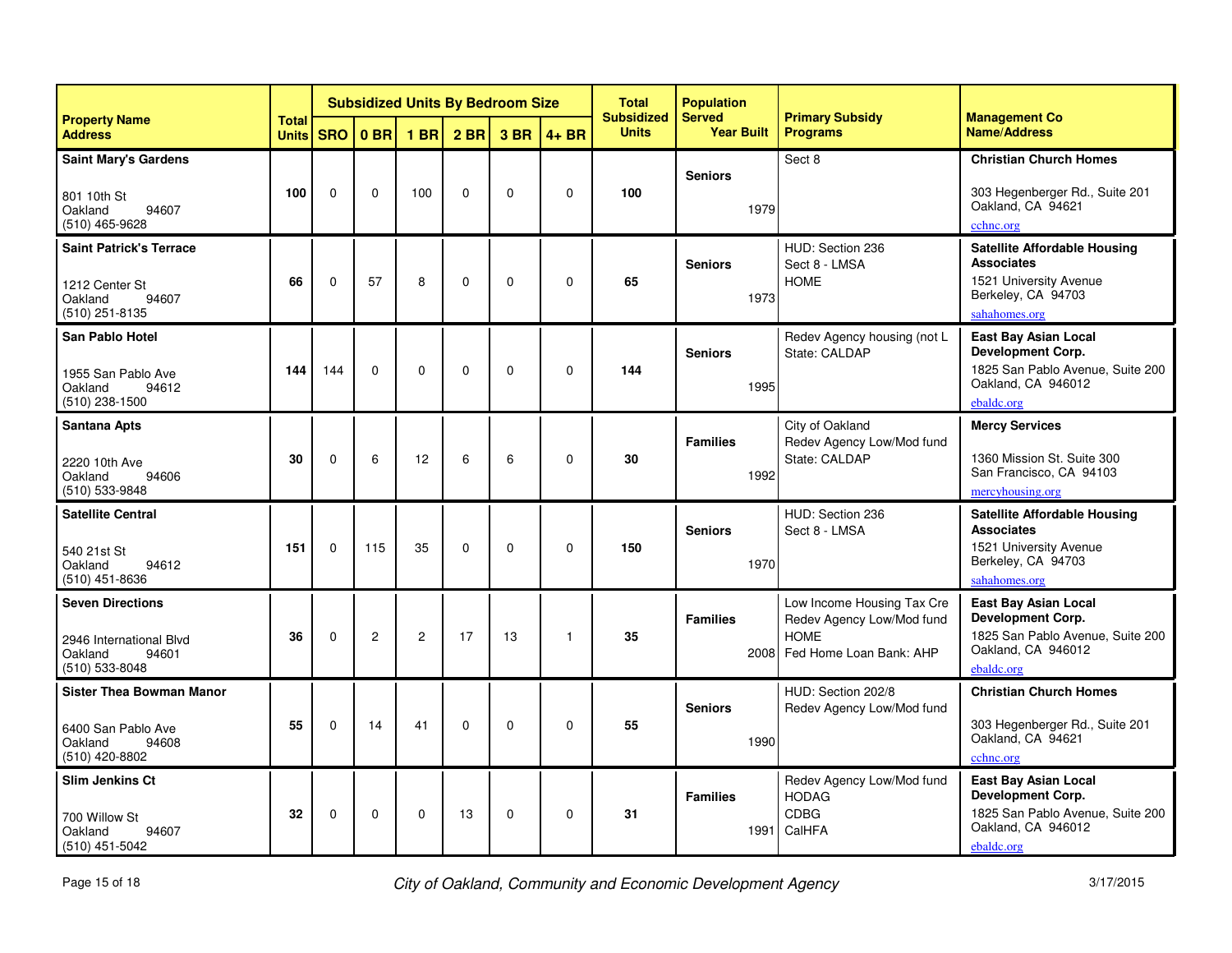| Property Name Address | Total Units | Subsidized Units By Bedroom Size | | | | | | Total Subsidized Units | Population Served Year Built | Primary Subsidy Programs | Management Co Name/Address |
|---|---|---|---|---|---|---|---|---|---|---|---|
| | | SRO | 0 BR | 1 BR | 2 BR | 3 BR | 4+ BR | | | | |
| **Saint Mary's Gardens** 801 10th St Oakland 94607 (510) 465-9628 | **100** | 0 | 0 | 100 | 0 | 0 | 0 | **100** | **Seniors** 1979 | Sect 8 | **Christian Church Homes** 303 Hegenberger Rd., Suite 201 Oakland, CA 94621 cchnc.org |
| **Saint Patrick's Terrace** 1212 Center St Oakland 94607 (510) 251-8135 | **66** | 0 | 57 | 8 | 0 | 0 | 0 | **65** | **Seniors** 1973 | HUD: Section 236 Sect 8 - LMSA HOME | **Satellite Affordable Housing Associates** 1521 University Avenue Berkeley, CA 94703 sahahomes.org |
| **San Pablo Hotel** 1955 San Pablo Ave Oakland 94612 (510) 238-1500 | **144** | 144 | 0 | 0 | 0 | 0 | 0 | **144** | **Seniors** 1995 | Redev Agency housing (not L State: CALDAP | **East Bay Asian Local Development Corp.** 1825 San Pablo Avenue, Suite 200 Oakland, CA 946012 ebaldc.org |
| **Santana Apts** 2220 10th Ave Oakland 94606 (510) 533-9848 | **30** | 0 | 6 | 12 | 6 | 6 | 0 | **30** | **Families** 1992 | City of Oakland Redev Agency Low/Mod fund State: CALDAP | **Mercy Services** 1360 Mission St. Suite 300 San Francisco, CA 94103 mercyhousing.org |
| **Satellite Central** 540 21st St Oakland 94612 (510) 451-8636 | **151** | 0 | 115 | 35 | 0 | 0 | 0 | **150** | **Seniors** 1970 | HUD: Section 236 Sect 8 - LMSA | **Satellite Affordable Housing Associates** 1521 University Avenue Berkeley, CA 94703 sahahomes.org |
| **Seven Directions** 2946 International Blvd Oakland 94601 (510) 533-8048 | **36** | 0 | 2 | 2 | 17 | 13 | 1 | **35** | **Families** 2008 | Low Income Housing Tax Cre Redev Agency Low/Mod fund HOME Fed Home Loan Bank: AHP | **East Bay Asian Local Development Corp.** 1825 San Pablo Avenue, Suite 200 Oakland, CA 946012 ebaldc.org |
| **Sister Thea Bowman Manor** 6400 San Pablo Ave Oakland 94608 (510) 420-8802 | **55** | 0 | 14 | 41 | 0 | 0 | 0 | **55** | **Seniors** 1990 | HUD: Section 202/8 Redev Agency Low/Mod fund | **Christian Church Homes** 303 Hegenberger Rd., Suite 201 Oakland, CA 94621 cchnc.org |
| **Slim Jenkins Ct** 700 Willow St Oakland 94607 (510) 451-5042 | **32** | 0 | 0 | 0 | 13 | 0 | 0 | **31** | **Families** 1991 | Redev Agency Low/Mod fund HODAG CDBG CalHFA | **East Bay Asian Local Development Corp.** 1825 San Pablo Avenue, Suite 200 Oakland, CA 946012 ebaldc.org |

*City of Oakland, Community and Economic Development Agency*

3/17/2015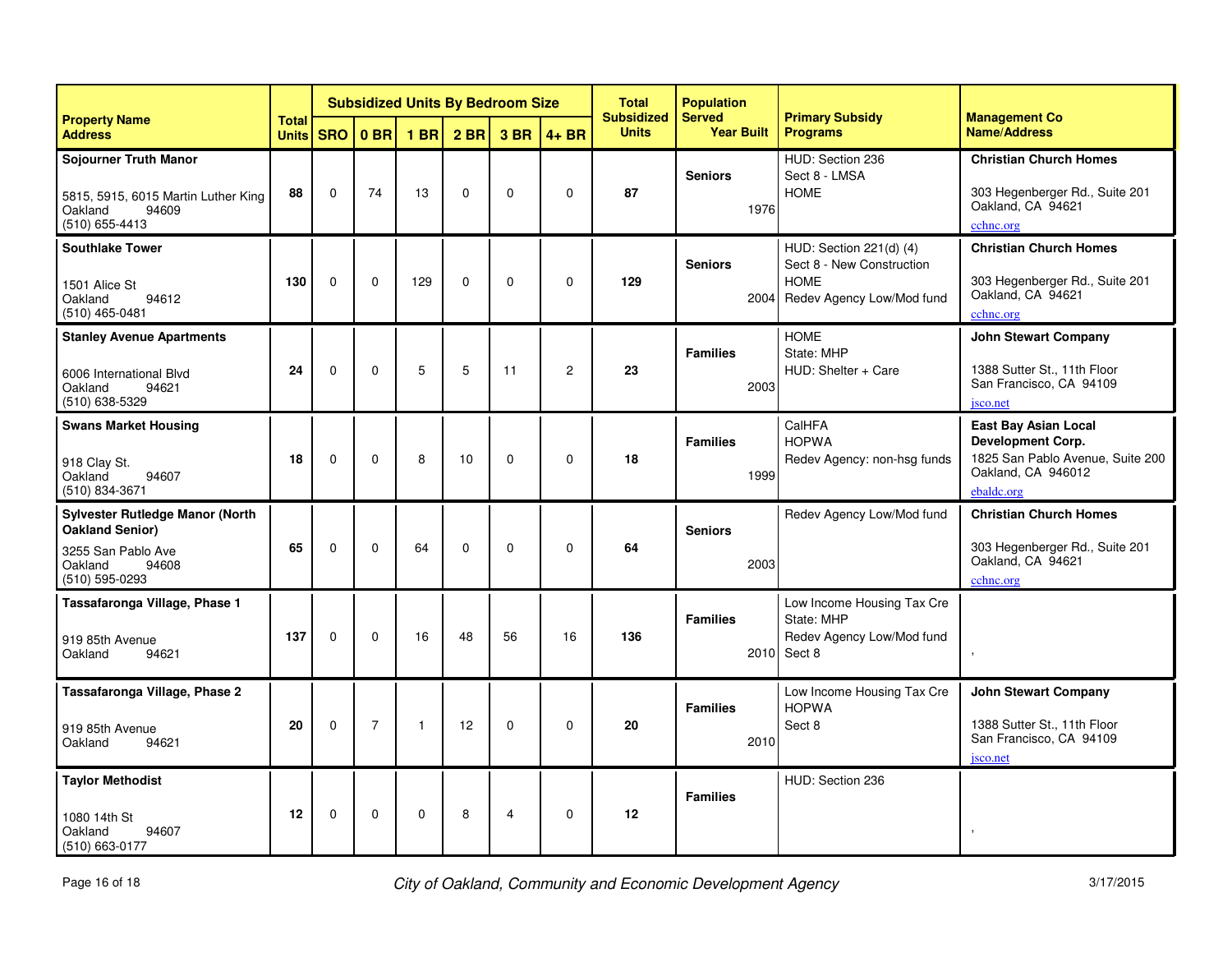| Property Name<br>Address | Total Units | Subsidized Units By Bedroom Size | | | | | | Total Subsidized Units | Population Served<br>Year Built | Primary Subsidy Programs | Management Co Name/Address |
|---|---|---|---|---|---|---|---|---|---|---|---|
| | | SRO | 0 BR | 1 BR | 2 BR | 3 BR | 4+ BR | | | | |
| **Sojourner Truth Manor**<br>5815, 5915, 6015 Martin Luther King<br>Oakland 94609<br>(510) 655-4413 | **88** | 0 | 74 | 13 | 0 | 0 | 0 | **87** | **Seniors**<br>1976 | HUD: Section 236<br>Sect 8 - LMSA<br>HOME | **Christian Church Homes**<br>303 Hegenberger Rd., Suite 201<br>Oakland, CA 94621<br>cchnc.org |
| **Southlake Tower**<br>1501 Alice St<br>Oakland 94612<br>(510) 465-0481 | **130** | 0 | 0 | 129 | 0 | 0 | 0 | **129** | **Seniors**<br>2004 | HUD: Section 221(d) (4)<br>Sect 8 - New Construction<br>HOME<br>Redev Agency Low/Mod fund | **Christian Church Homes**<br>303 Hegenberger Rd., Suite 201<br>Oakland, CA 94621<br>cchnc.org |
| **Stanley Avenue Apartments**<br>6006 International Blvd<br>Oakland 94621<br>(510) 638-5329 | **24** | 0 | 0 | 5 | 5 | 11 | 2 | **23** | **Families**<br>2003 | HOME<br>State: MHP<br>HUD: Shelter + Care | **John Stewart Company**<br>1388 Sutter St., 11th Floor<br>San Francisco, CA 94109<br>jsco.net |
| **Swans Market Housing**<br>918 Clay St.<br>Oakland 94607<br>(510) 834-3671 | **18** | 0 | 0 | 8 | 10 | 0 | 0 | **18** | **Families**<br>1999 | CalHFA<br>HOPWA<br>Redev Agency: non-hsg funds | **East Bay Asian Local Development Corp.**<br>1825 San Pablo Avenue, Suite 200<br>Oakland, CA 946012<br>ebaldc.org |
| **Sylvester Rutledge Manor (North Oakland Senior)**<br>3255 San Pablo Ave<br>Oakland 94608<br>(510) 595-0293 | **65** | 0 | 0 | 64 | 0 | 0 | 0 | **64** | **Seniors**<br>2003 | Redev Agency Low/Mod fund | **Christian Church Homes**<br>303 Hegenberger Rd., Suite 201<br>Oakland, CA 94621<br>cchnc.org |
| **Tassafaronga Village, Phase 1**<br>919 85th Avenue<br>Oakland 94621 | **137** | 0 | 0 | 16 | 48 | 56 | 16 | **136** | **Families**<br>2010 | Low Income Housing Tax Cre<br>State: MHP<br>Redev Agency Low/Mod fund<br>Sect 8 | , |
| **Tassafaronga Village, Phase 2**<br>919 85th Avenue<br>Oakland 94621 | **20** | 0 | 7 | 1 | 12 | 0 | 0 | **20** | **Families**<br>2010 | Low Income Housing Tax Cre<br>HOPWA<br>Sect 8 | **John Stewart Company**<br>1388 Sutter St., 11th Floor<br>San Francisco, CA 94109<br>jsco.net |
| **Taylor Methodist**<br>1080 14th St<br>Oakland 94607<br>(510) 663-0177 | **12** | 0 | 0 | 0 | 8 | 4 | 0 | **12** | **Families** | HUD: Section 236 | , |

*City of Oakland, Community and Economic Development Agency*

3/17/2015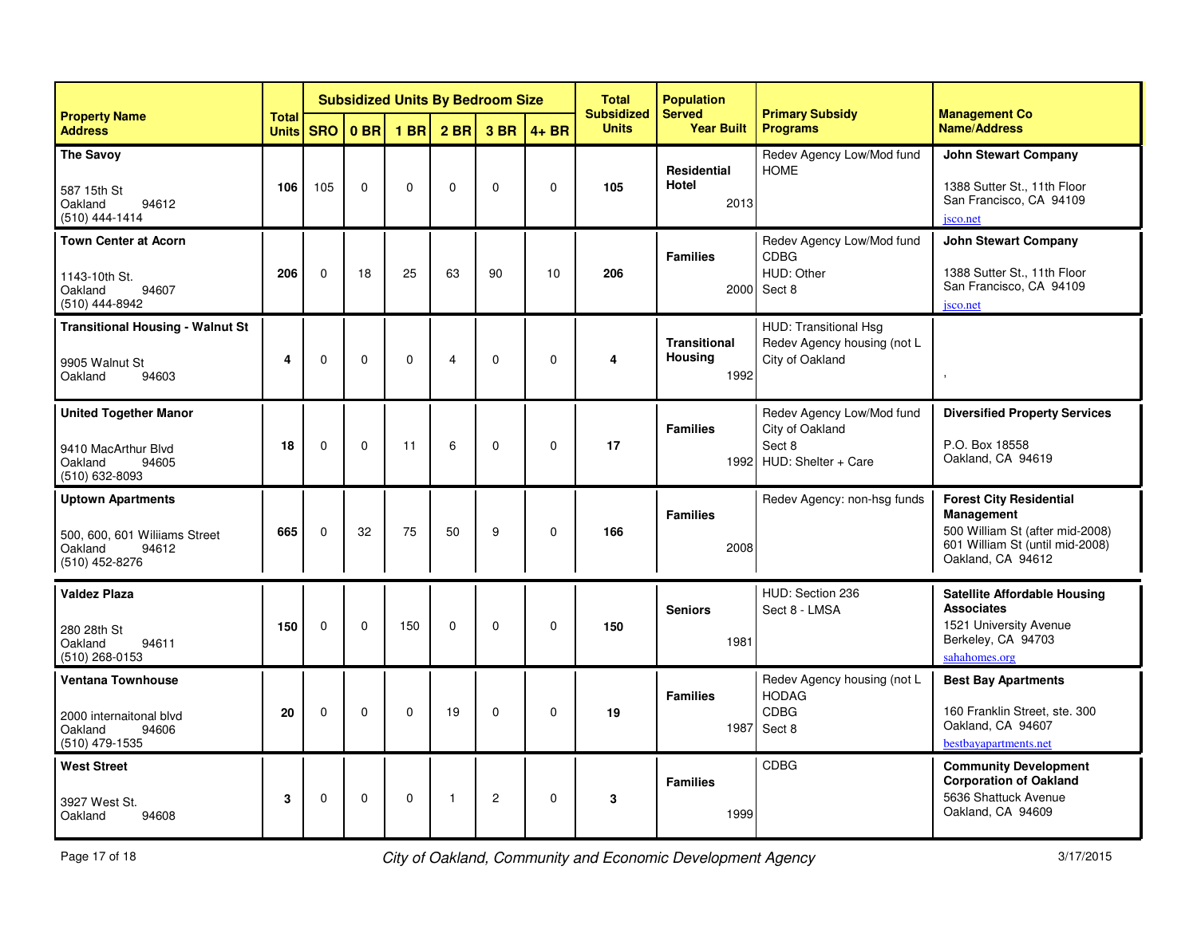| Property Name<br>Address | Total Units | Subsidized Units By Bedroom Size | | | | | | Total Subsidized Units | Population Served<br>Year Built | Primary Subsidy Programs | Management Co Name/Address |
|---|---|---|---|---|---|---|---|---|---|---|---|
| | | SRO | 0 BR | 1 BR | 2 BR | 3 BR | 4+ BR | | | | |
| **The Savoy**<br>587 15th St<br>Oakland 94612<br>(510) 444-1414 | **106** | 105 | 0 | 0 | 0 | 0 | 0 | **105** | **Residential Hotel**<br>2013 | Redev Agency Low/Mod fund<br>HOME | **John Stewart Company**<br>1388 Sutter St., 11th Floor<br>San Francisco, CA 94109<br>jsco.net |
| **Town Center at Acorn**<br>1143-10th St.<br>Oakland 94607<br>(510) 444-8942 | **206** | 0 | 18 | 25 | 63 | 90 | 10 | **206** | **Families**<br>2000 | Redev Agency Low/Mod fund<br>CDBG<br>HUD: Other<br>Sect 8 | **John Stewart Company**<br>1388 Sutter St., 11th Floor<br>San Francisco, CA 94109<br>jsco.net |
| **Transitional Housing - Walnut St**<br>9905 Walnut St<br>Oakland 94603 | **4** | 0 | 0 | 0 | 4 | 0 | 0 | **4** | **Transitional Housing**<br>1992 | HUD: Transitional Hsg<br>Redev Agency housing (not L<br>City of Oakland | , |
| **United Together Manor**<br>9410 MacArthur Blvd<br>Oakland 94605<br>(510) 632-8093 | **18** | 0 | 0 | 11 | 6 | 0 | 0 | **17** | **Families**<br>1992 | Redev Agency Low/Mod fund<br>City of Oakland<br>Sect 8<br>HUD: Shelter + Care | **Diversified Property Services**<br>P.O. Box 18558<br>Oakland, CA 94619 |
| **Uptown Apartments**<br>500, 600, 601 Wiliams Street<br>Oakland 94612<br>(510) 452-8276 | **665** | 0 | 32 | 75 | 50 | 9 | 0 | **166** | **Families**<br>2008 | Redev Agency: non-hsg funds | **Forest City Residential Management**<br>500 William St (after mid-2008)<br>601 William St (until mid-2008)<br>Oakland, CA 94612 |
| **Valdez Plaza**<br>280 28th St<br>Oakland 94611<br>(510) 268-0153 | **150** | 0 | 0 | 150 | 0 | 0 | 0 | **150** | **Seniors**<br>1981 | HUD: Section 236<br>Sect 8 - LMSA | **Satellite Affordable Housing Associates**<br>1521 University Avenue<br>Berkeley, CA 94703<br>sahahomes.org |
| **Ventana Townhouse**<br>2000 internaitonal blvd<br>Oakland 94606<br>(510) 479-1535 | **20** | 0 | 0 | 0 | 19 | 0 | 0 | **19** | **Families**<br>1987 | Redev Agency housing (not L<br>HODAG<br>CDBG<br>Sect 8 | **Best Bay Apartments**<br>160 Franklin Street, ste. 300<br>Oakland, CA 94607<br>bestbayapartments.net |
| **West Street**<br>3927 West St.<br>Oakland 94608 | **3** | 0 | 0 | 0 | 1 | 2 | 0 | **3** | **Families**<br>1999 | CDBG | **Community Development Corporation of Oakland**<br>5636 Shattuck Avenue<br>Oakland, CA 94609 |

*City of Oakland, Community and Economic Development Agency*

3/17/2015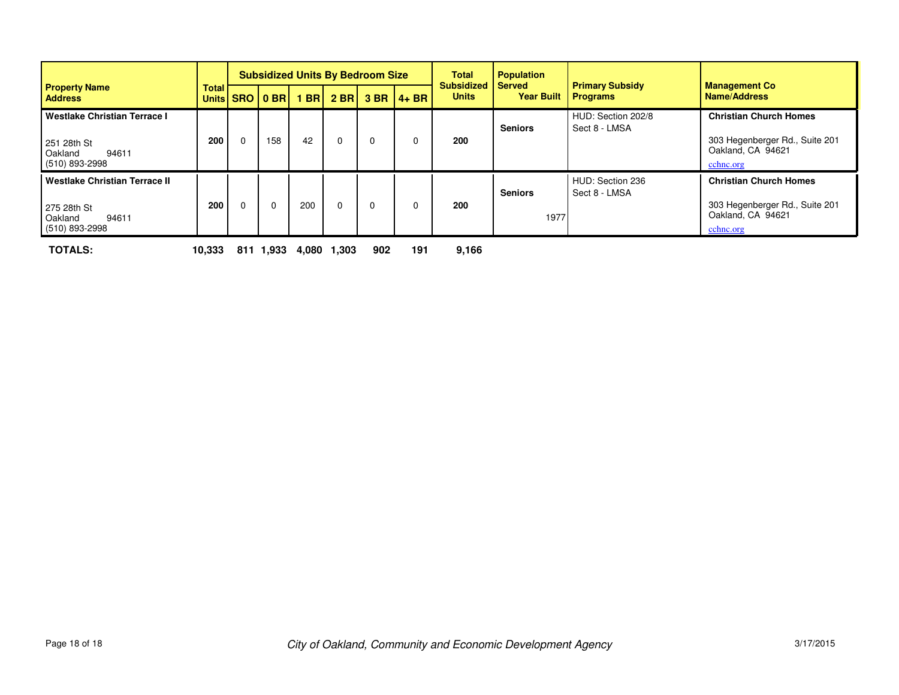| Property Name<br>Address | Total Units | Subsidized Units By Bedroom Size | | | | | | Total Subsidized Units | Population Served<br>Year Built | Primary Subsidy Programs | Management Co Name/Address |
|---|---|---|---|---|---|---|---|---|---|---|---|
| | | SRO | 0 BR | 1 BR | 2 BR | 3 BR | 4+ BR | | | | |
| **Westlake Christian Terrace I**<br>251 28th St<br>Oakland 94611<br>(510) 893-2998 | **200** | 0 | 158 | 42 | 0 | 0 | 0 | **200** | **Seniors** | HUD: Section 202/8<br>Sect 8 - LMSA | **Christian Church Homes**<br>303 Hegenberger Rd., Suite 201<br>Oakland, CA 94621<br>cchnc.org |
| **Westlake Christian Terrace II**<br>275 28th St<br>Oakland 94611<br>(510) 893-2998 | **200** | 0 | 0 | 200 | 0 | 0 | 0 | **200** | **Seniors**<br>1977 | HUD: Section 236<br>Sect 8 - LMSA | **Christian Church Homes**<br>303 Hegenberger Rd., Suite 201<br>Oakland, CA 94621<br>cchnc.org |
| **TOTALS:** | **10,333** | **811** | **1,933** | **4,080** | **1,303** | **902** | **191** | **9,166** | | | |

*City of Oakland, Community and Economic Development Agency*

3/17/2015